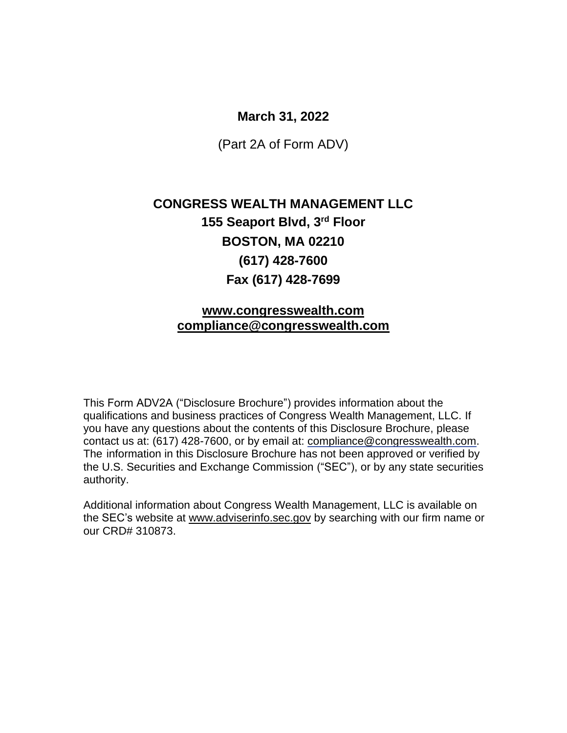**March 31, 2022**

(Part 2A of Form ADV)

# CONGRESS WEALTH MANAGEMENT LLC

**155 Seaport Blvd, 3rd Floor**

**BOSTON, MA 02210**

**(617) 428-7600**

**Fax (617) 428-7699**

**www.congresswealth.com**
**compliance@congresswealth.com**

This Form ADV2A ("Disclosure Brochure") provides information about the qualifications and business practices of Congress Wealth Management, LLC. If you have any questions about the contents of this Disclosure Brochure, please contact us at: (617) 428-7600, or by email at: compliance@congresswealth.com. The information in this Disclosure Brochure has not been approved or verified by the U.S. Securities and Exchange Commission ("SEC"), or by any state securities authority.

Additional information about Congress Wealth Management, LLC is available on the SEC's website at www.adviserinfo.sec.gov by searching with our firm name or our CRD# 310873.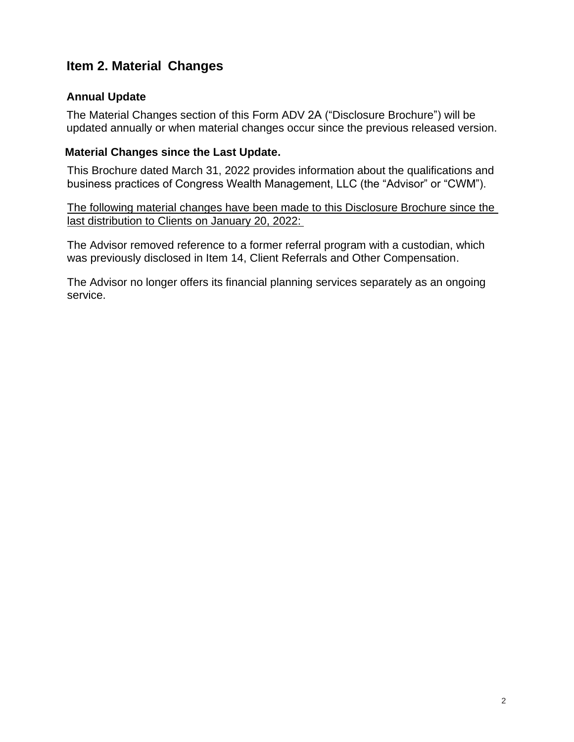## Item 2. Material Changes

### Annual Update

The Material Changes section of this Form ADV 2A ("Disclosure Brochure") will be updated annually or when material changes occur since the previous released version.

### Material Changes since the Last Update.

This Brochure dated March 31, 2022 provides information about the qualifications and business practices of Congress Wealth Management, LLC (the "Advisor" or "CWM").

<u>The following material changes have been made to this Disclosure Brochure since the last distribution to Clients on January 20, 2022:</u>

The Advisor removed reference to a former referral program with a custodian, which was previously disclosed in Item 14, Client Referrals and Other Compensation.

The Advisor no longer offers its financial planning services separately as an ongoing service.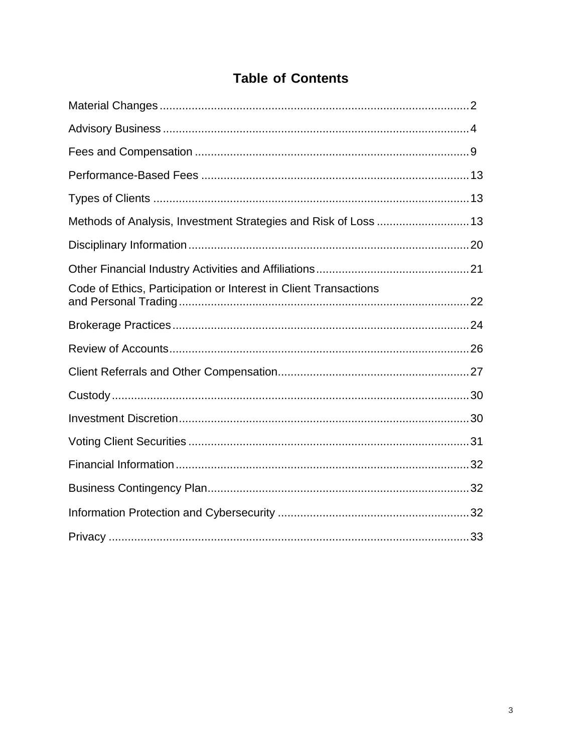# Table of Contents

| Section | Page |
|---|---|
| Material Changes | 2 |
| Advisory Business | 4 |
| Fees and Compensation | 9 |
| Performance-Based Fees | 13 |
| Types of Clients | 13 |
| Methods of Analysis, Investment Strategies and Risk of Loss | 13 |
| Disciplinary Information | 20 |
| Other Financial Industry Activities and Affiliations | 21 |
| Code of Ethics, Participation or Interest in Client Transactions and Personal Trading | 22 |
| Brokerage Practices | 24 |
| Review of Accounts | 26 |
| Client Referrals and Other Compensation | 27 |
| Custody | 30 |
| Investment Discretion | 30 |
| Voting Client Securities | 31 |
| Financial Information | 32 |
| Business Contingency Plan | 32 |
| Information Protection and Cybersecurity | 32 |
| Privacy | 33 |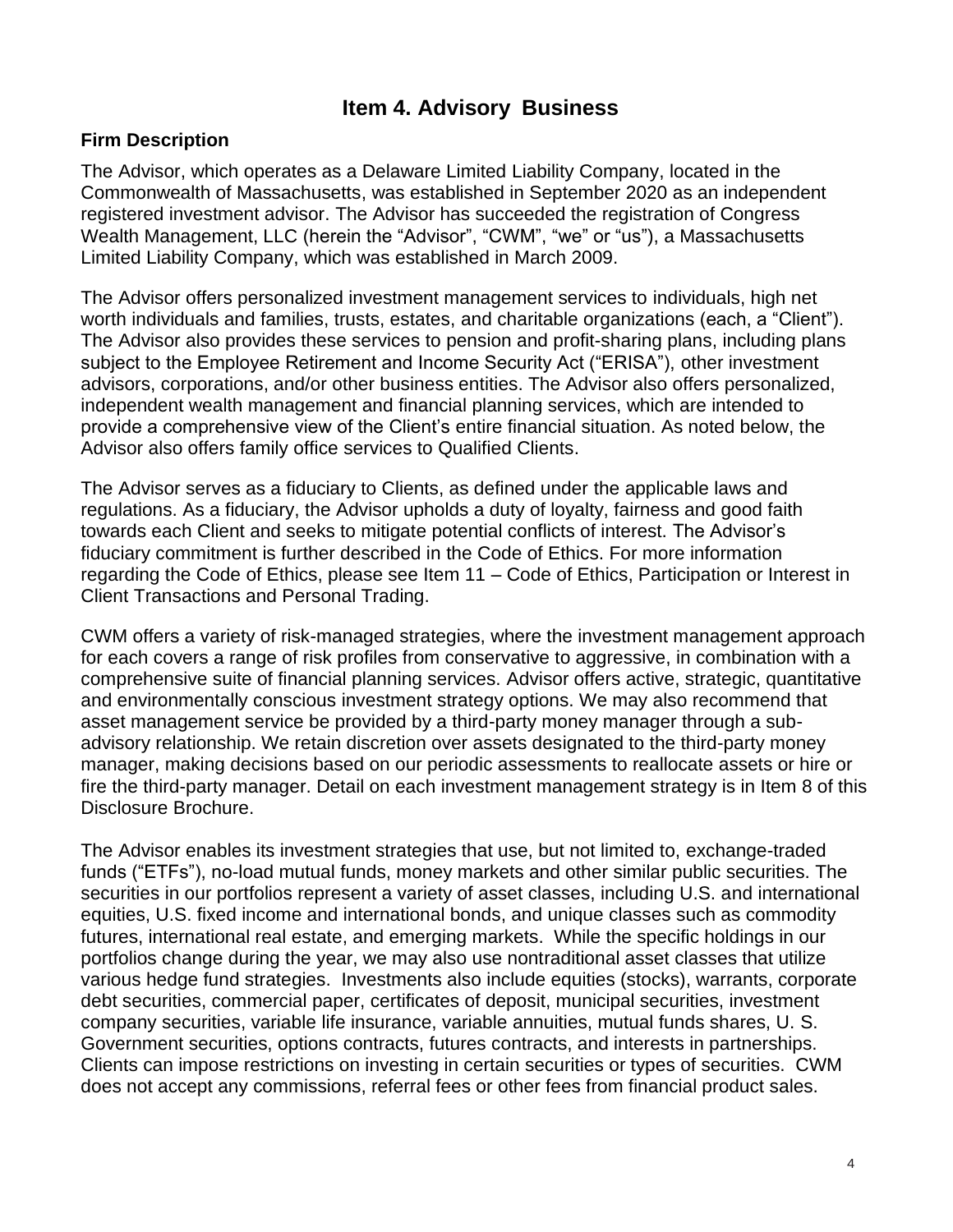# Item 4. Advisory Business

## Firm Description

The Advisor, which operates as a Delaware Limited Liability Company, located in the Commonwealth of Massachusetts, was established in September 2020 as an independent registered investment advisor. The Advisor has succeeded the registration of Congress Wealth Management, LLC (herein the "Advisor", "CWM", "we" or "us"), a Massachusetts Limited Liability Company, which was established in March 2009.

The Advisor offers personalized investment management services to individuals, high net worth individuals and families, trusts, estates, and charitable organizations (each, a "Client"). The Advisor also provides these services to pension and profit-sharing plans, including plans subject to the Employee Retirement and Income Security Act ("ERISA"), other investment advisors, corporations, and/or other business entities. The Advisor also offers personalized, independent wealth management and financial planning services, which are intended to provide a comprehensive view of the Client's entire financial situation. As noted below, the Advisor also offers family office services to Qualified Clients.

The Advisor serves as a fiduciary to Clients, as defined under the applicable laws and regulations. As a fiduciary, the Advisor upholds a duty of loyalty, fairness and good faith towards each Client and seeks to mitigate potential conflicts of interest. The Advisor's fiduciary commitment is further described in the Code of Ethics. For more information regarding the Code of Ethics, please see Item 11 – Code of Ethics, Participation or Interest in Client Transactions and Personal Trading.

CWM offers a variety of risk-managed strategies, where the investment management approach for each covers a range of risk profiles from conservative to aggressive, in combination with a comprehensive suite of financial planning services. Advisor offers active, strategic, quantitative and environmentally conscious investment strategy options. We may also recommend that asset management service be provided by a third-party money manager through a sub-advisory relationship. We retain discretion over assets designated to the third-party money manager, making decisions based on our periodic assessments to reallocate assets or hire or fire the third-party manager. Detail on each investment management strategy is in Item 8 of this Disclosure Brochure.

The Advisor enables its investment strategies that use, but not limited to, exchange-traded funds ("ETFs"), no-load mutual funds, money markets and other similar public securities. The securities in our portfolios represent a variety of asset classes, including U.S. and international equities, U.S. fixed income and international bonds, and unique classes such as commodity futures, international real estate, and emerging markets. While the specific holdings in our portfolios change during the year, we may also use nontraditional asset classes that utilize various hedge fund strategies. Investments also include equities (stocks), warrants, corporate debt securities, commercial paper, certificates of deposit, municipal securities, investment company securities, variable life insurance, variable annuities, mutual funds shares, U. S. Government securities, options contracts, futures contracts, and interests in partnerships. Clients can impose restrictions on investing in certain securities or types of securities. CWM does not accept any commissions, referral fees or other fees from financial product sales.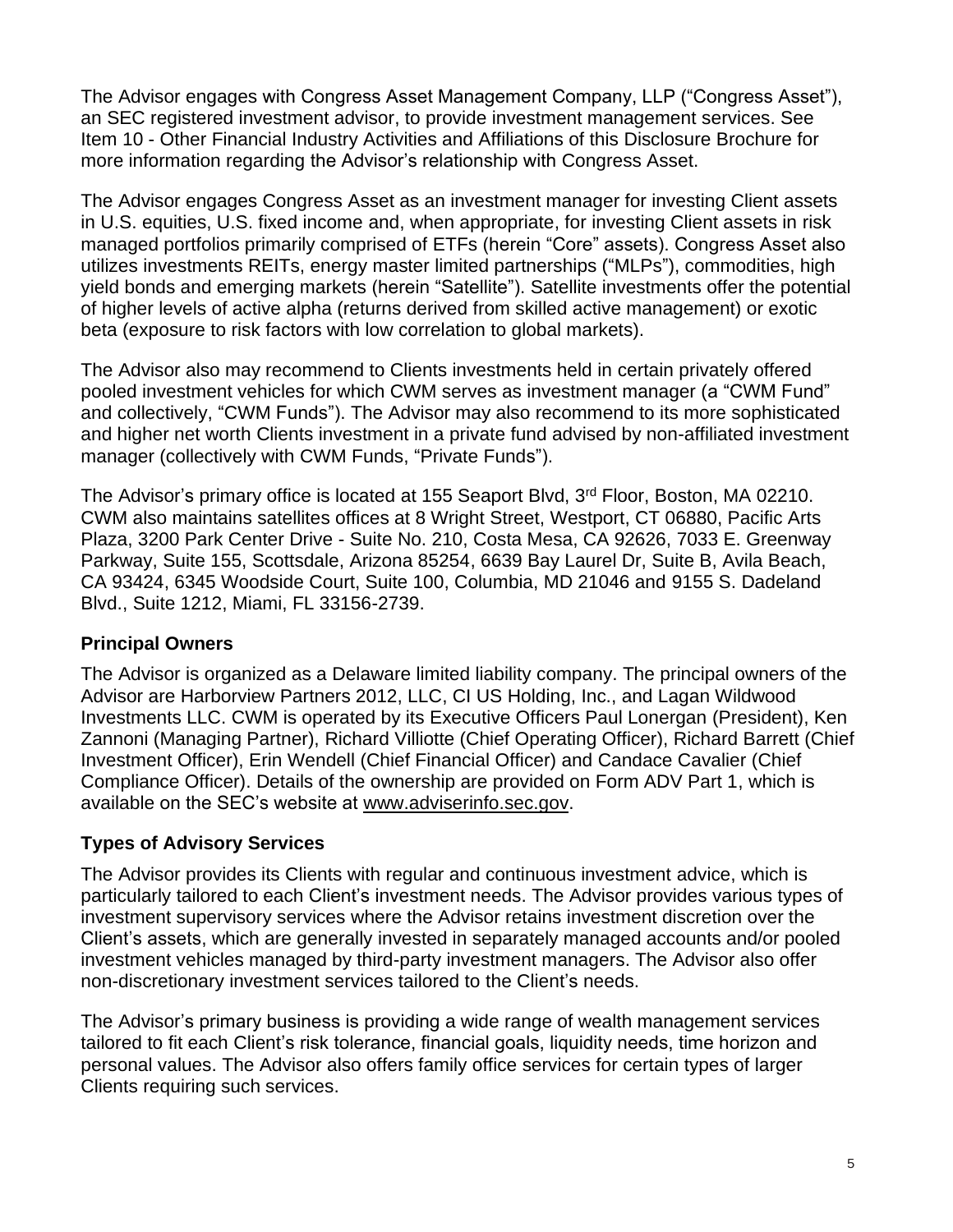The Advisor engages with Congress Asset Management Company, LLP ("Congress Asset"), an SEC registered investment advisor, to provide investment management services. See Item 10 - Other Financial Industry Activities and Affiliations of this Disclosure Brochure for more information regarding the Advisor's relationship with Congress Asset.

The Advisor engages Congress Asset as an investment manager for investing Client assets in U.S. equities, U.S. fixed income and, when appropriate, for investing Client assets in risk managed portfolios primarily comprised of ETFs (herein "Core" assets). Congress Asset also utilizes investments REITs, energy master limited partnerships ("MLPs"), commodities, high yield bonds and emerging markets (herein "Satellite"). Satellite investments offer the potential of higher levels of active alpha (returns derived from skilled active management) or exotic beta (exposure to risk factors with low correlation to global markets).

The Advisor also may recommend to Clients investments held in certain privately offered pooled investment vehicles for which CWM serves as investment manager (a "CWM Fund" and collectively, "CWM Funds"). The Advisor may also recommend to its more sophisticated and higher net worth Clients investment in a private fund advised by non-affiliated investment manager (collectively with CWM Funds, "Private Funds").

The Advisor's primary office is located at 155 Seaport Blvd, 3rd Floor, Boston, MA 02210. CWM also maintains satellites offices at 8 Wright Street, Westport, CT 06880, Pacific Arts Plaza, 3200 Park Center Drive - Suite No. 210, Costa Mesa, CA 92626, 7033 E. Greenway Parkway, Suite 155, Scottsdale, Arizona 85254, 6639 Bay Laurel Dr, Suite B, Avila Beach, CA 93424, 6345 Woodside Court, Suite 100, Columbia, MD 21046 and 9155 S. Dadeland Blvd., Suite 1212, Miami, FL 33156-2739.

### Principal Owners

The Advisor is organized as a Delaware limited liability company. The principal owners of the Advisor are Harborview Partners 2012, LLC, CI US Holding, Inc., and Lagan Wildwood Investments LLC. CWM is operated by its Executive Officers Paul Lonergan (President), Ken Zannoni (Managing Partner), Richard Villiotte (Chief Operating Officer), Richard Barrett (Chief Investment Officer), Erin Wendell (Chief Financial Officer) and Candace Cavalier (Chief Compliance Officer). Details of the ownership are provided on Form ADV Part 1, which is available on the SEC's website at www.adviserinfo.sec.gov.

### Types of Advisory Services

The Advisor provides its Clients with regular and continuous investment advice, which is particularly tailored to each Client's investment needs. The Advisor provides various types of investment supervisory services where the Advisor retains investment discretion over the Client's assets, which are generally invested in separately managed accounts and/or pooled investment vehicles managed by third-party investment managers. The Advisor also offer non-discretionary investment services tailored to the Client's needs.

The Advisor's primary business is providing a wide range of wealth management services tailored to fit each Client's risk tolerance, financial goals, liquidity needs, time horizon and personal values. The Advisor also offers family office services for certain types of larger Clients requiring such services.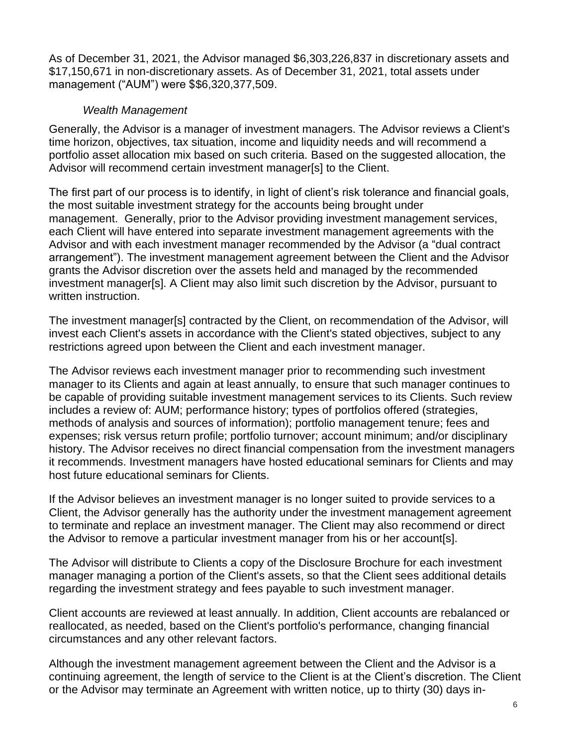As of December 31, 2021, the Advisor managed $6,303,226,837 in discretionary assets and $17,150,671 in non-discretionary assets. As of December 31, 2021, total assets under management ("AUM") were $$6,320,377,509.

*Wealth Management*

Generally, the Advisor is a manager of investment managers. The Advisor reviews a Client's time horizon, objectives, tax situation, income and liquidity needs and will recommend a portfolio asset allocation mix based on such criteria. Based on the suggested allocation, the Advisor will recommend certain investment manager[s] to the Client.

The first part of our process is to identify, in light of client's risk tolerance and financial goals, the most suitable investment strategy for the accounts being brought under management. Generally, prior to the Advisor providing investment management services, each Client will have entered into separate investment management agreements with the Advisor and with each investment manager recommended by the Advisor (a "dual contract arrangement"). The investment management agreement between the Client and the Advisor grants the Advisor discretion over the assets held and managed by the recommended investment manager[s]. A Client may also limit such discretion by the Advisor, pursuant to written instruction.

The investment manager[s] contracted by the Client, on recommendation of the Advisor, will invest each Client's assets in accordance with the Client's stated objectives, subject to any restrictions agreed upon between the Client and each investment manager.

The Advisor reviews each investment manager prior to recommending such investment manager to its Clients and again at least annually, to ensure that such manager continues to be capable of providing suitable investment management services to its Clients. Such review includes a review of: AUM; performance history; types of portfolios offered (strategies, methods of analysis and sources of information); portfolio management tenure; fees and expenses; risk versus return profile; portfolio turnover; account minimum; and/or disciplinary history. The Advisor receives no direct financial compensation from the investment managers it recommends. Investment managers have hosted educational seminars for Clients and may host future educational seminars for Clients.

If the Advisor believes an investment manager is no longer suited to provide services to a Client, the Advisor generally has the authority under the investment management agreement to terminate and replace an investment manager. The Client may also recommend or direct the Advisor to remove a particular investment manager from his or her account[s].

The Advisor will distribute to Clients a copy of the Disclosure Brochure for each investment manager managing a portion of the Client's assets, so that the Client sees additional details regarding the investment strategy and fees payable to such investment manager.

Client accounts are reviewed at least annually. In addition, Client accounts are rebalanced or reallocated, as needed, based on the Client's portfolio's performance, changing financial circumstances and any other relevant factors.

Although the investment management agreement between the Client and the Advisor is a continuing agreement, the length of service to the Client is at the Client's discretion. The Client or the Advisor may terminate an Agreement with written notice, up to thirty (30) days in-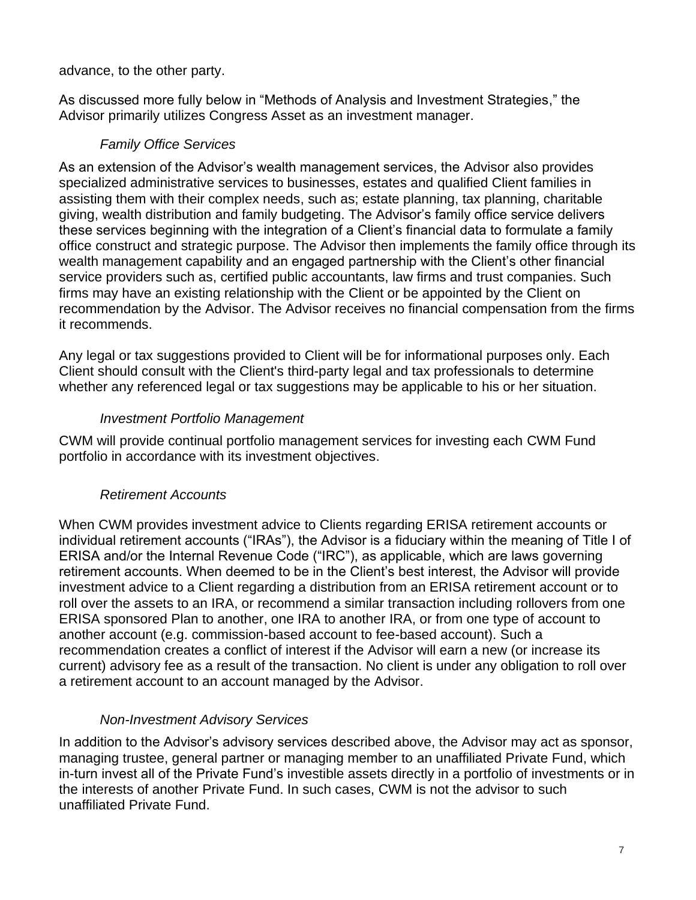advance, to the other party.

As discussed more fully below in "Methods of Analysis and Investment Strategies," the Advisor primarily utilizes Congress Asset as an investment manager.

*Family Office Services*

As an extension of the Advisor's wealth management services, the Advisor also provides specialized administrative services to businesses, estates and qualified Client families in assisting them with their complex needs, such as; estate planning, tax planning, charitable giving, wealth distribution and family budgeting. The Advisor's family office service delivers these services beginning with the integration of a Client's financial data to formulate a family office construct and strategic purpose. The Advisor then implements the family office through its wealth management capability and an engaged partnership with the Client's other financial service providers such as, certified public accountants, law firms and trust companies. Such firms may have an existing relationship with the Client or be appointed by the Client on recommendation by the Advisor. The Advisor receives no financial compensation from the firms it recommends.

Any legal or tax suggestions provided to Client will be for informational purposes only. Each Client should consult with the Client's third-party legal and tax professionals to determine whether any referenced legal or tax suggestions may be applicable to his or her situation.

*Investment Portfolio Management*

CWM will provide continual portfolio management services for investing each CWM Fund portfolio in accordance with its investment objectives.

*Retirement Accounts*

When CWM provides investment advice to Clients regarding ERISA retirement accounts or individual retirement accounts ("IRAs"), the Advisor is a fiduciary within the meaning of Title I of ERISA and/or the Internal Revenue Code ("IRC"), as applicable, which are laws governing retirement accounts. When deemed to be in the Client's best interest, the Advisor will provide investment advice to a Client regarding a distribution from an ERISA retirement account or to roll over the assets to an IRA, or recommend a similar transaction including rollovers from one ERISA sponsored Plan to another, one IRA to another IRA, or from one type of account to another account (e.g. commission-based account to fee-based account). Such a recommendation creates a conflict of interest if the Advisor will earn a new (or increase its current) advisory fee as a result of the transaction. No client is under any obligation to roll over a retirement account to an account managed by the Advisor.

*Non-Investment Advisory Services*

In addition to the Advisor's advisory services described above, the Advisor may act as sponsor, managing trustee, general partner or managing member to an unaffiliated Private Fund, which in-turn invest all of the Private Fund's investible assets directly in a portfolio of investments or in the interests of another Private Fund. In such cases, CWM is not the advisor to such unaffiliated Private Fund.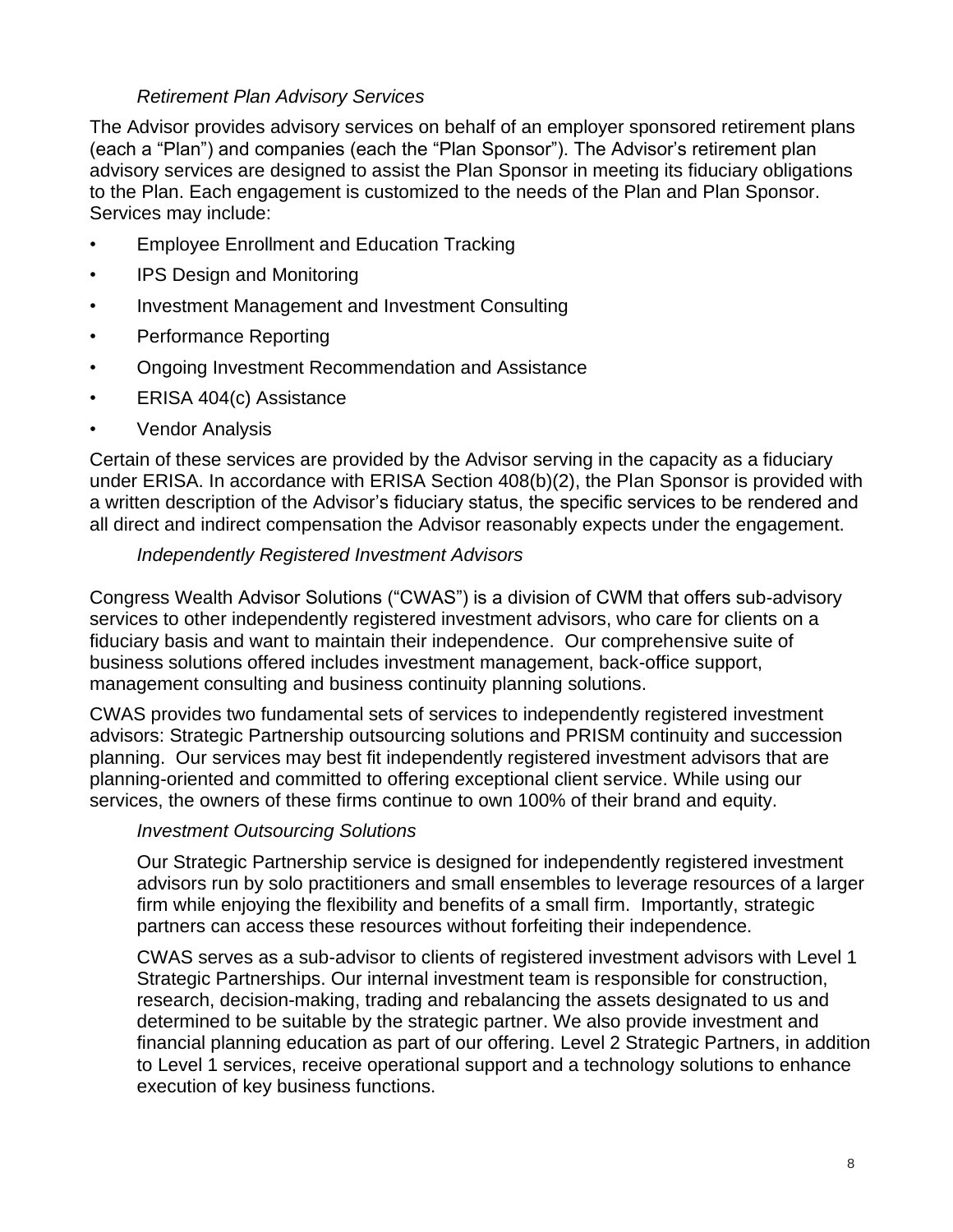*Retirement Plan Advisory Services*

The Advisor provides advisory services on behalf of an employer sponsored retirement plans (each a "Plan") and companies (each the "Plan Sponsor"). The Advisor's retirement plan advisory services are designed to assist the Plan Sponsor in meeting its fiduciary obligations to the Plan. Each engagement is customized to the needs of the Plan and Plan Sponsor. Services may include:

- Employee Enrollment and Education Tracking
- IPS Design and Monitoring
- Investment Management and Investment Consulting
- Performance Reporting
- Ongoing Investment Recommendation and Assistance
- ERISA 404(c) Assistance
- Vendor Analysis

Certain of these services are provided by the Advisor serving in the capacity as a fiduciary under ERISA. In accordance with ERISA Section 408(b)(2), the Plan Sponsor is provided with a written description of the Advisor's fiduciary status, the specific services to be rendered and all direct and indirect compensation the Advisor reasonably expects under the engagement.

*Independently Registered Investment Advisors*

Congress Wealth Advisor Solutions ("CWAS") is a division of CWM that offers sub-advisory services to other independently registered investment advisors, who care for clients on a fiduciary basis and want to maintain their independence. Our comprehensive suite of business solutions offered includes investment management, back-office support, management consulting and business continuity planning solutions.

CWAS provides two fundamental sets of services to independently registered investment advisors: Strategic Partnership outsourcing solutions and PRISM continuity and succession planning. Our services may best fit independently registered investment advisors that are planning-oriented and committed to offering exceptional client service. While using our services, the owners of these firms continue to own 100% of their brand and equity.

*Investment Outsourcing Solutions*

Our Strategic Partnership service is designed for independently registered investment advisors run by solo practitioners and small ensembles to leverage resources of a larger firm while enjoying the flexibility and benefits of a small firm. Importantly, strategic partners can access these resources without forfeiting their independence.

CWAS serves as a sub-advisor to clients of registered investment advisors with Level 1 Strategic Partnerships. Our internal investment team is responsible for construction, research, decision-making, trading and rebalancing the assets designated to us and determined to be suitable by the strategic partner. We also provide investment and financial planning education as part of our offering. Level 2 Strategic Partners, in addition to Level 1 services, receive operational support and a technology solutions to enhance execution of key business functions.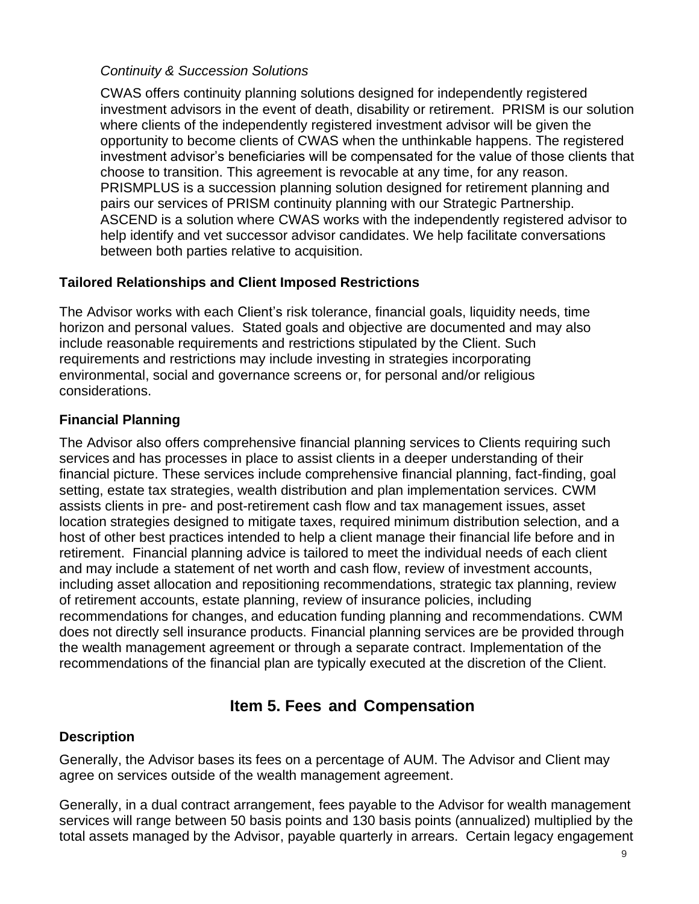*Continuity & Succession Solutions*

CWAS offers continuity planning solutions designed for independently registered investment advisors in the event of death, disability or retirement. PRISM is our solution where clients of the independently registered investment advisor will be given the opportunity to become clients of CWAS when the unthinkable happens. The registered investment advisor's beneficiaries will be compensated for the value of those clients that choose to transition. This agreement is revocable at any time, for any reason. PRISMPLUS is a succession planning solution designed for retirement planning and pairs our services of PRISM continuity planning with our Strategic Partnership. ASCEND is a solution where CWAS works with the independently registered advisor to help identify and vet successor advisor candidates. We help facilitate conversations between both parties relative to acquisition.

### Tailored Relationships and Client Imposed Restrictions

The Advisor works with each Client's risk tolerance, financial goals, liquidity needs, time horizon and personal values. Stated goals and objective are documented and may also include reasonable requirements and restrictions stipulated by the Client. Such requirements and restrictions may include investing in strategies incorporating environmental, social and governance screens or, for personal and/or religious considerations.

### Financial Planning

The Advisor also offers comprehensive financial planning services to Clients requiring such services and has processes in place to assist clients in a deeper understanding of their financial picture. These services include comprehensive financial planning, fact-finding, goal setting, estate tax strategies, wealth distribution and plan implementation services. CWM assists clients in pre- and post-retirement cash flow and tax management issues, asset location strategies designed to mitigate taxes, required minimum distribution selection, and a host of other best practices intended to help a client manage their financial life before and in retirement. Financial planning advice is tailored to meet the individual needs of each client and may include a statement of net worth and cash flow, review of investment accounts, including asset allocation and repositioning recommendations, strategic tax planning, review of retirement accounts, estate planning, review of insurance policies, including recommendations for changes, and education funding planning and recommendations. CWM does not directly sell insurance products. Financial planning services are be provided through the wealth management agreement or through a separate contract. Implementation of the recommendations of the financial plan are typically executed at the discretion of the Client.

## Item 5. Fees and Compensation

### Description

Generally, the Advisor bases its fees on a percentage of AUM. The Advisor and Client may agree on services outside of the wealth management agreement.

Generally, in a dual contract arrangement, fees payable to the Advisor for wealth management services will range between 50 basis points and 130 basis points (annualized) multiplied by the total assets managed by the Advisor, payable quarterly in arrears. Certain legacy engagement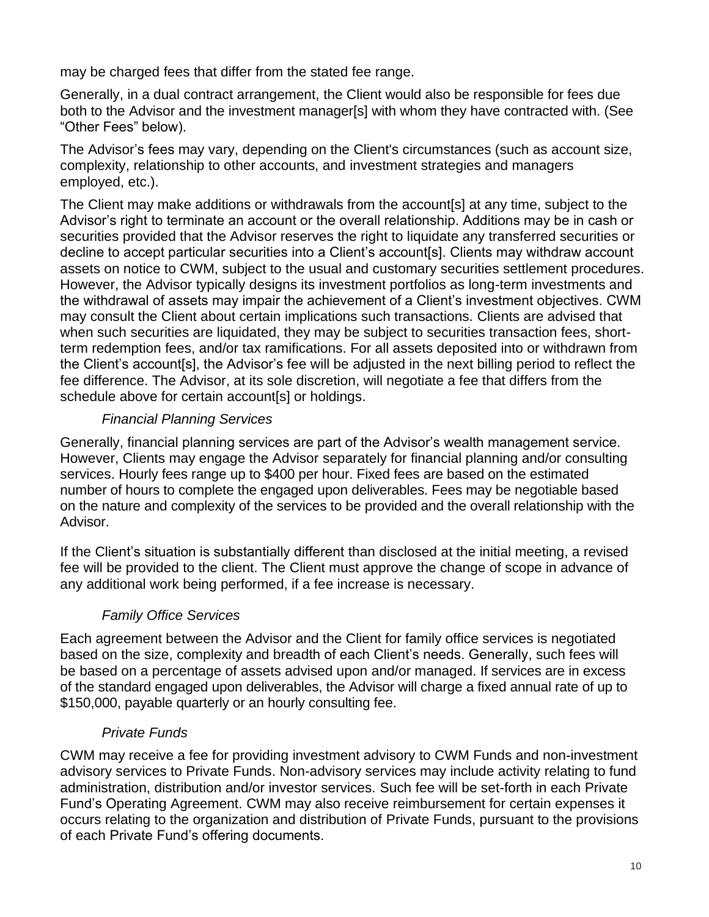may be charged fees that differ from the stated fee range.

Generally, in a dual contract arrangement, the Client would also be responsible for fees due both to the Advisor and the investment manager[s] with whom they have contracted with. (See "Other Fees" below).

The Advisor's fees may vary, depending on the Client's circumstances (such as account size, complexity, relationship to other accounts, and investment strategies and managers employed, etc.).

The Client may make additions or withdrawals from the account[s] at any time, subject to the Advisor's right to terminate an account or the overall relationship. Additions may be in cash or securities provided that the Advisor reserves the right to liquidate any transferred securities or decline to accept particular securities into a Client's account[s]. Clients may withdraw account assets on notice to CWM, subject to the usual and customary securities settlement procedures. However, the Advisor typically designs its investment portfolios as long-term investments and the withdrawal of assets may impair the achievement of a Client's investment objectives. CWM may consult the Client about certain implications such transactions. Clients are advised that when such securities are liquidated, they may be subject to securities transaction fees, short-term redemption fees, and/or tax ramifications. For all assets deposited into or withdrawn from the Client's account[s], the Advisor's fee will be adjusted in the next billing period to reflect the fee difference. The Advisor, at its sole discretion, will negotiate a fee that differs from the schedule above for certain account[s] or holdings.

*Financial Planning Services*

Generally, financial planning services are part of the Advisor's wealth management service. However, Clients may engage the Advisor separately for financial planning and/or consulting services. Hourly fees range up to $400 per hour. Fixed fees are based on the estimated number of hours to complete the engaged upon deliverables. Fees may be negotiable based on the nature and complexity of the services to be provided and the overall relationship with the Advisor.

If the Client's situation is substantially different than disclosed at the initial meeting, a revised fee will be provided to the client. The Client must approve the change of scope in advance of any additional work being performed, if a fee increase is necessary.

*Family Office Services*

Each agreement between the Advisor and the Client for family office services is negotiated based on the size, complexity and breadth of each Client's needs. Generally, such fees will be based on a percentage of assets advised upon and/or managed. If services are in excess of the standard engaged upon deliverables, the Advisor will charge a fixed annual rate of up to $150,000, payable quarterly or an hourly consulting fee.

*Private Funds*

CWM may receive a fee for providing investment advisory to CWM Funds and non-investment advisory services to Private Funds. Non-advisory services may include activity relating to fund administration, distribution and/or investor services. Such fee will be set-forth in each Private Fund's Operating Agreement. CWM may also receive reimbursement for certain expenses it occurs relating to the organization and distribution of Private Funds, pursuant to the provisions of each Private Fund's offering documents.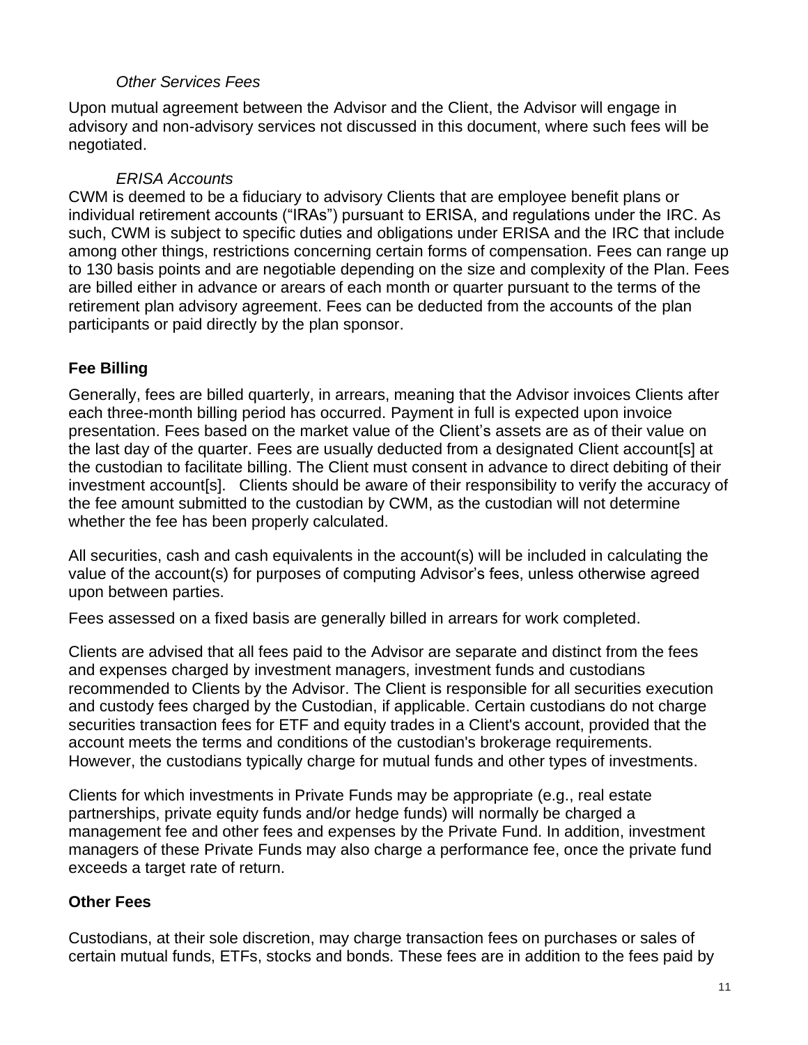*Other Services Fees*

Upon mutual agreement between the Advisor and the Client, the Advisor will engage in advisory and non-advisory services not discussed in this document, where such fees will be negotiated.

*ERISA Accounts*

CWM is deemed to be a fiduciary to advisory Clients that are employee benefit plans or individual retirement accounts ("IRAs") pursuant to ERISA, and regulations under the IRC. As such, CWM is subject to specific duties and obligations under ERISA and the IRC that include among other things, restrictions concerning certain forms of compensation. Fees can range up to 130 basis points and are negotiable depending on the size and complexity of the Plan. Fees are billed either in advance or arears of each month or quarter pursuant to the terms of the retirement plan advisory agreement. Fees can be deducted from the accounts of the plan participants or paid directly by the plan sponsor.

**Fee Billing**

Generally, fees are billed quarterly, in arrears, meaning that the Advisor invoices Clients after each three-month billing period has occurred. Payment in full is expected upon invoice presentation. Fees based on the market value of the Client's assets are as of their value on the last day of the quarter. Fees are usually deducted from a designated Client account[s] at the custodian to facilitate billing. The Client must consent in advance to direct debiting of their investment account[s]. Clients should be aware of their responsibility to verify the accuracy of the fee amount submitted to the custodian by CWM, as the custodian will not determine whether the fee has been properly calculated.

All securities, cash and cash equivalents in the account(s) will be included in calculating the value of the account(s) for purposes of computing Advisor's fees, unless otherwise agreed upon between parties.

Fees assessed on a fixed basis are generally billed in arrears for work completed.

Clients are advised that all fees paid to the Advisor are separate and distinct from the fees and expenses charged by investment managers, investment funds and custodians recommended to Clients by the Advisor. The Client is responsible for all securities execution and custody fees charged by the Custodian, if applicable. Certain custodians do not charge securities transaction fees for ETF and equity trades in a Client's account, provided that the account meets the terms and conditions of the custodian's brokerage requirements. However, the custodians typically charge for mutual funds and other types of investments.

Clients for which investments in Private Funds may be appropriate (e.g., real estate partnerships, private equity funds and/or hedge funds) will normally be charged a management fee and other fees and expenses by the Private Fund. In addition, investment managers of these Private Funds may also charge a performance fee, once the private fund exceeds a target rate of return.

**Other Fees**

Custodians, at their sole discretion, may charge transaction fees on purchases or sales of certain mutual funds, ETFs, stocks and bonds. These fees are in addition to the fees paid by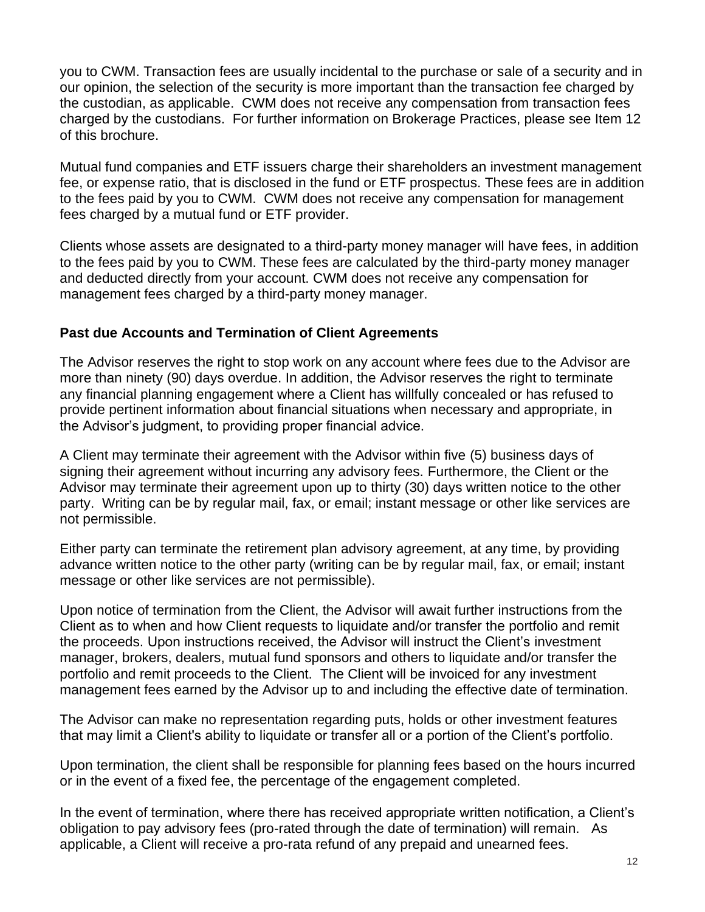you to CWM. Transaction fees are usually incidental to the purchase or sale of a security and in our opinion, the selection of the security is more important than the transaction fee charged by the custodian, as applicable. CWM does not receive any compensation from transaction fees charged by the custodians. For further information on Brokerage Practices, please see Item 12 of this brochure.

Mutual fund companies and ETF issuers charge their shareholders an investment management fee, or expense ratio, that is disclosed in the fund or ETF prospectus. These fees are in addition to the fees paid by you to CWM. CWM does not receive any compensation for management fees charged by a mutual fund or ETF provider.

Clients whose assets are designated to a third-party money manager will have fees, in addition to the fees paid by you to CWM. These fees are calculated by the third-party money manager and deducted directly from your account. CWM does not receive any compensation for management fees charged by a third-party money manager.

**Past due Accounts and Termination of Client Agreements**

The Advisor reserves the right to stop work on any account where fees due to the Advisor are more than ninety (90) days overdue. In addition, the Advisor reserves the right to terminate any financial planning engagement where a Client has willfully concealed or has refused to provide pertinent information about financial situations when necessary and appropriate, in the Advisor's judgment, to providing proper financial advice.

A Client may terminate their agreement with the Advisor within five (5) business days of signing their agreement without incurring any advisory fees. Furthermore, the Client or the Advisor may terminate their agreement upon up to thirty (30) days written notice to the other party. Writing can be by regular mail, fax, or email; instant message or other like services are not permissible.

Either party can terminate the retirement plan advisory agreement, at any time, by providing advance written notice to the other party (writing can be by regular mail, fax, or email; instant message or other like services are not permissible).

Upon notice of termination from the Client, the Advisor will await further instructions from the Client as to when and how Client requests to liquidate and/or transfer the portfolio and remit the proceeds. Upon instructions received, the Advisor will instruct the Client's investment manager, brokers, dealers, mutual fund sponsors and others to liquidate and/or transfer the portfolio and remit proceeds to the Client. The Client will be invoiced for any investment management fees earned by the Advisor up to and including the effective date of termination.

The Advisor can make no representation regarding puts, holds or other investment features that may limit a Client's ability to liquidate or transfer all or a portion of the Client's portfolio.

Upon termination, the client shall be responsible for planning fees based on the hours incurred or in the event of a fixed fee, the percentage of the engagement completed.

In the event of termination, where there has received appropriate written notification, a Client's obligation to pay advisory fees (pro-rated through the date of termination) will remain. As applicable, a Client will receive a pro-rata refund of any prepaid and unearned fees.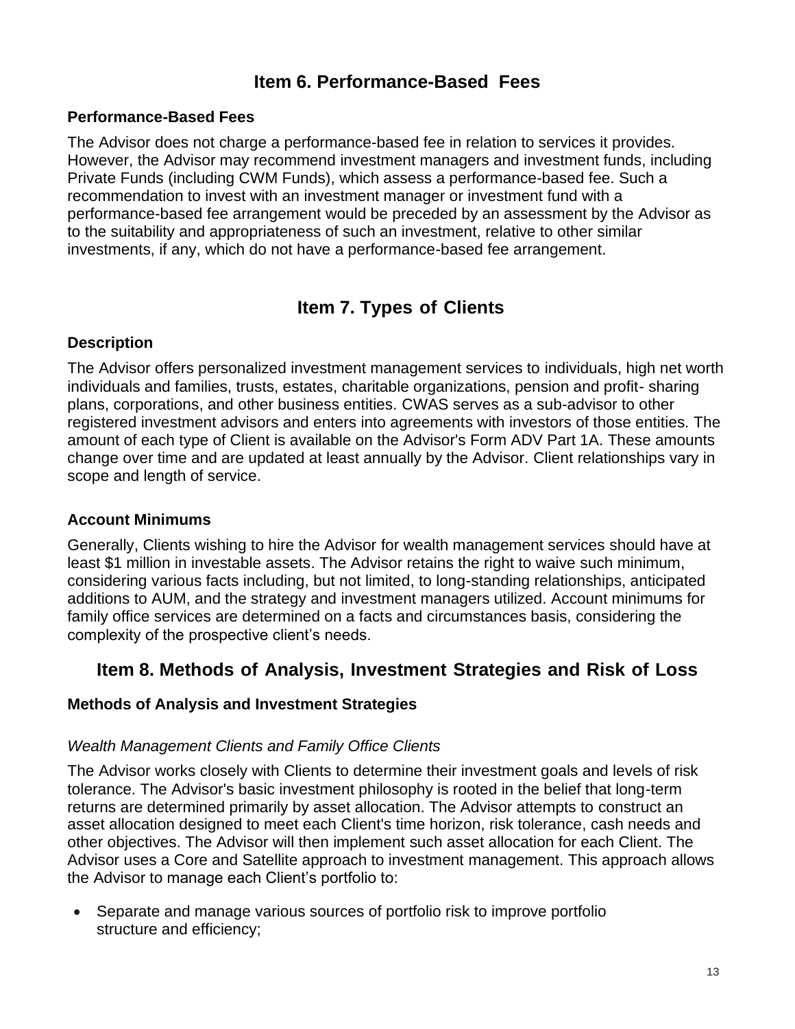## Item 6. Performance-Based Fees

### Performance-Based Fees

The Advisor does not charge a performance-based fee in relation to services it provides. However, the Advisor may recommend investment managers and investment funds, including Private Funds (including CWM Funds), which assess a performance-based fee. Such a recommendation to invest with an investment manager or investment fund with a performance-based fee arrangement would be preceded by an assessment by the Advisor as to the suitability and appropriateness of such an investment, relative to other similar investments, if any, which do not have a performance-based fee arrangement.

## Item 7. Types of Clients

### Description

The Advisor offers personalized investment management services to individuals, high net worth individuals and families, trusts, estates, charitable organizations, pension and profit- sharing plans, corporations, and other business entities. CWAS serves as a sub-advisor to other registered investment advisors and enters into agreements with investors of those entities. The amount of each type of Client is available on the Advisor's Form ADV Part 1A. These amounts change over time and are updated at least annually by the Advisor. Client relationships vary in scope and length of service.

### Account Minimums

Generally, Clients wishing to hire the Advisor for wealth management services should have at least $1 million in investable assets. The Advisor retains the right to waive such minimum, considering various facts including, but not limited, to long-standing relationships, anticipated additions to AUM, and the strategy and investment managers utilized. Account minimums for family office services are determined on a facts and circumstances basis, considering the complexity of the prospective client's needs.

## Item 8. Methods of Analysis, Investment Strategies and Risk of Loss

### Methods of Analysis and Investment Strategies

*Wealth Management Clients and Family Office Clients*

The Advisor works closely with Clients to determine their investment goals and levels of risk tolerance. The Advisor's basic investment philosophy is rooted in the belief that long-term returns are determined primarily by asset allocation. The Advisor attempts to construct an asset allocation designed to meet each Client's time horizon, risk tolerance, cash needs and other objectives. The Advisor will then implement such asset allocation for each Client. The Advisor uses a Core and Satellite approach to investment management. This approach allows the Advisor to manage each Client's portfolio to:

- Separate and manage various sources of portfolio risk to improve portfolio structure and efficiency;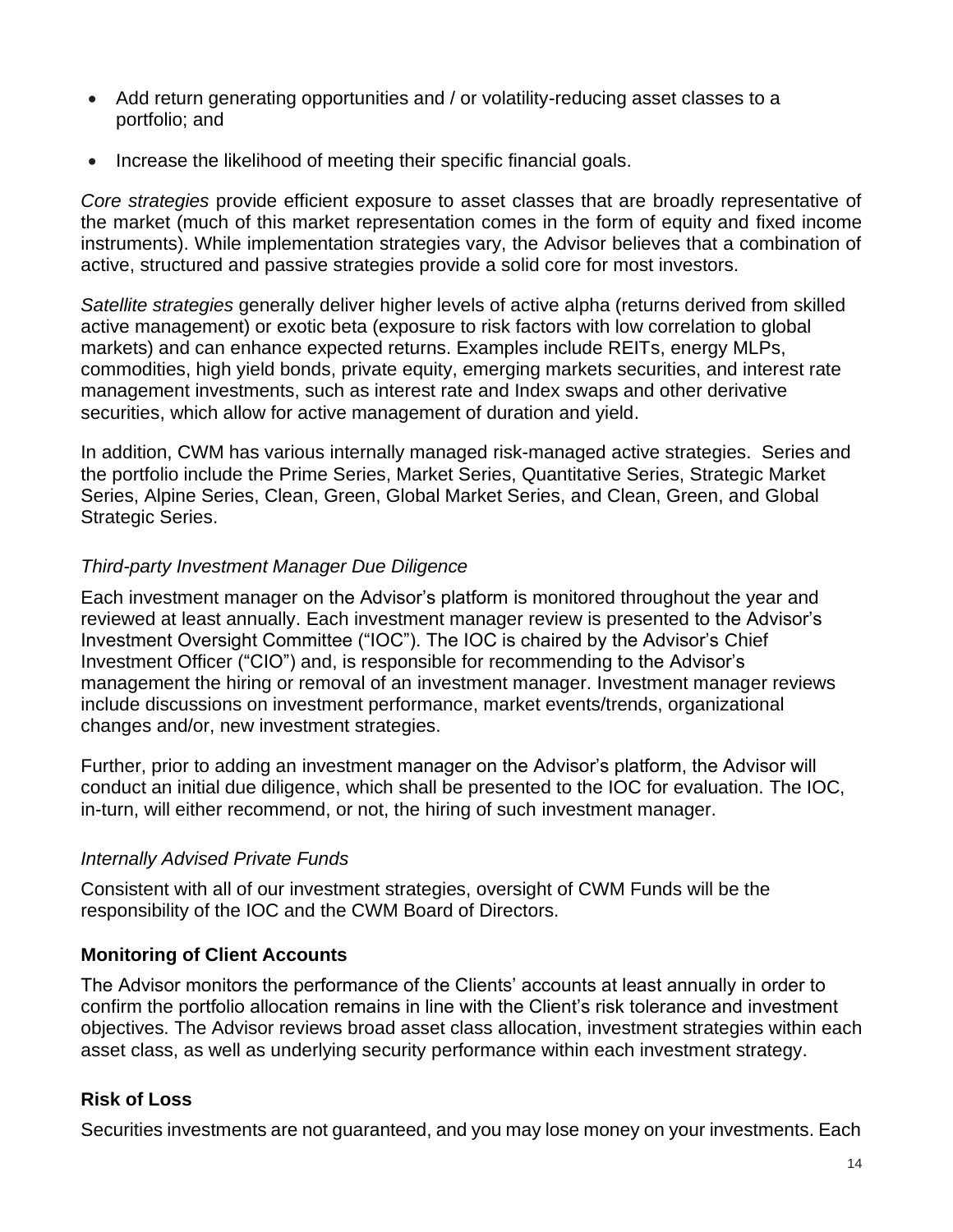- Add return generating opportunities and / or volatility-reducing asset classes to a portfolio; and
- Increase the likelihood of meeting their specific financial goals.

*Core strategies* provide efficient exposure to asset classes that are broadly representative of the market (much of this market representation comes in the form of equity and fixed income instruments). While implementation strategies vary, the Advisor believes that a combination of active, structured and passive strategies provide a solid core for most investors.

*Satellite strategies* generally deliver higher levels of active alpha (returns derived from skilled active management) or exotic beta (exposure to risk factors with low correlation to global markets) and can enhance expected returns. Examples include REITs, energy MLPs, commodities, high yield bonds, private equity, emerging markets securities, and interest rate management investments, such as interest rate and Index swaps and other derivative securities, which allow for active management of duration and yield.

In addition, CWM has various internally managed risk-managed active strategies. Series and the portfolio include the Prime Series, Market Series, Quantitative Series, Strategic Market Series, Alpine Series, Clean, Green, Global Market Series, and Clean, Green, and Global Strategic Series.

*Third-party Investment Manager Due Diligence*

Each investment manager on the Advisor's platform is monitored throughout the year and reviewed at least annually. Each investment manager review is presented to the Advisor's Investment Oversight Committee ("IOC"). The IOC is chaired by the Advisor's Chief Investment Officer ("CIO") and, is responsible for recommending to the Advisor's management the hiring or removal of an investment manager. Investment manager reviews include discussions on investment performance, market events/trends, organizational changes and/or, new investment strategies.

Further, prior to adding an investment manager on the Advisor's platform, the Advisor will conduct an initial due diligence, which shall be presented to the IOC for evaluation. The IOC, in-turn, will either recommend, or not, the hiring of such investment manager.

*Internally Advised Private Funds*

Consistent with all of our investment strategies, oversight of CWM Funds will be the responsibility of the IOC and the CWM Board of Directors.

## Monitoring of Client Accounts

The Advisor monitors the performance of the Clients' accounts at least annually in order to confirm the portfolio allocation remains in line with the Client's risk tolerance and investment objectives. The Advisor reviews broad asset class allocation, investment strategies within each asset class, as well as underlying security performance within each investment strategy.

## Risk of Loss

Securities investments are not guaranteed, and you may lose money on your investments. Each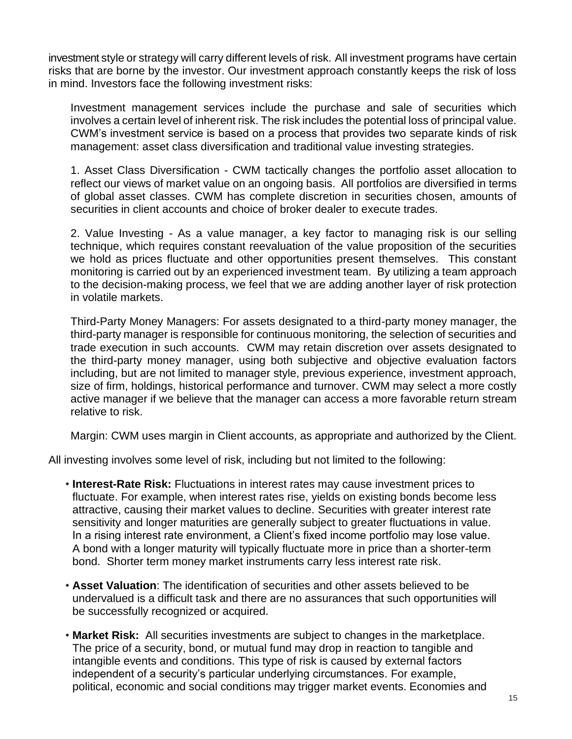investment style or strategy will carry different levels of risk. All investment programs have certain risks that are borne by the investor. Our investment approach constantly keeps the risk of loss in mind. Investors face the following investment risks:

Investment management services include the purchase and sale of securities which involves a certain level of inherent risk. The risk includes the potential loss of principal value. CWM's investment service is based on a process that provides two separate kinds of risk management: asset class diversification and traditional value investing strategies.

1. Asset Class Diversification - CWM tactically changes the portfolio asset allocation to reflect our views of market value on an ongoing basis. All portfolios are diversified in terms of global asset classes. CWM has complete discretion in securities chosen, amounts of securities in client accounts and choice of broker dealer to execute trades.

2. Value Investing - As a value manager, a key factor to managing risk is our selling technique, which requires constant reevaluation of the value proposition of the securities we hold as prices fluctuate and other opportunities present themselves. This constant monitoring is carried out by an experienced investment team. By utilizing a team approach to the decision-making process, we feel that we are adding another layer of risk protection in volatile markets.

Third-Party Money Managers: For assets designated to a third-party money manager, the third-party manager is responsible for continuous monitoring, the selection of securities and trade execution in such accounts. CWM may retain discretion over assets designated to the third-party money manager, using both subjective and objective evaluation factors including, but are not limited to manager style, previous experience, investment approach, size of firm, holdings, historical performance and turnover. CWM may select a more costly active manager if we believe that the manager can access a more favorable return stream relative to risk.

Margin: CWM uses margin in Client accounts, as appropriate and authorized by the Client.

All investing involves some level of risk, including but not limited to the following:

- **Interest-Rate Risk:** Fluctuations in interest rates may cause investment prices to fluctuate. For example, when interest rates rise, yields on existing bonds become less attractive, causing their market values to decline. Securities with greater interest rate sensitivity and longer maturities are generally subject to greater fluctuations in value. In a rising interest rate environment, a Client's fixed income portfolio may lose value. A bond with a longer maturity will typically fluctuate more in price than a shorter-term bond. Shorter term money market instruments carry less interest rate risk.

- **Asset Valuation**: The identification of securities and other assets believed to be undervalued is a difficult task and there are no assurances that such opportunities will be successfully recognized or acquired.

- **Market Risk:** All securities investments are subject to changes in the marketplace. The price of a security, bond, or mutual fund may drop in reaction to tangible and intangible events and conditions. This type of risk is caused by external factors independent of a security's particular underlying circumstances. For example, political, economic and social conditions may trigger market events. Economies and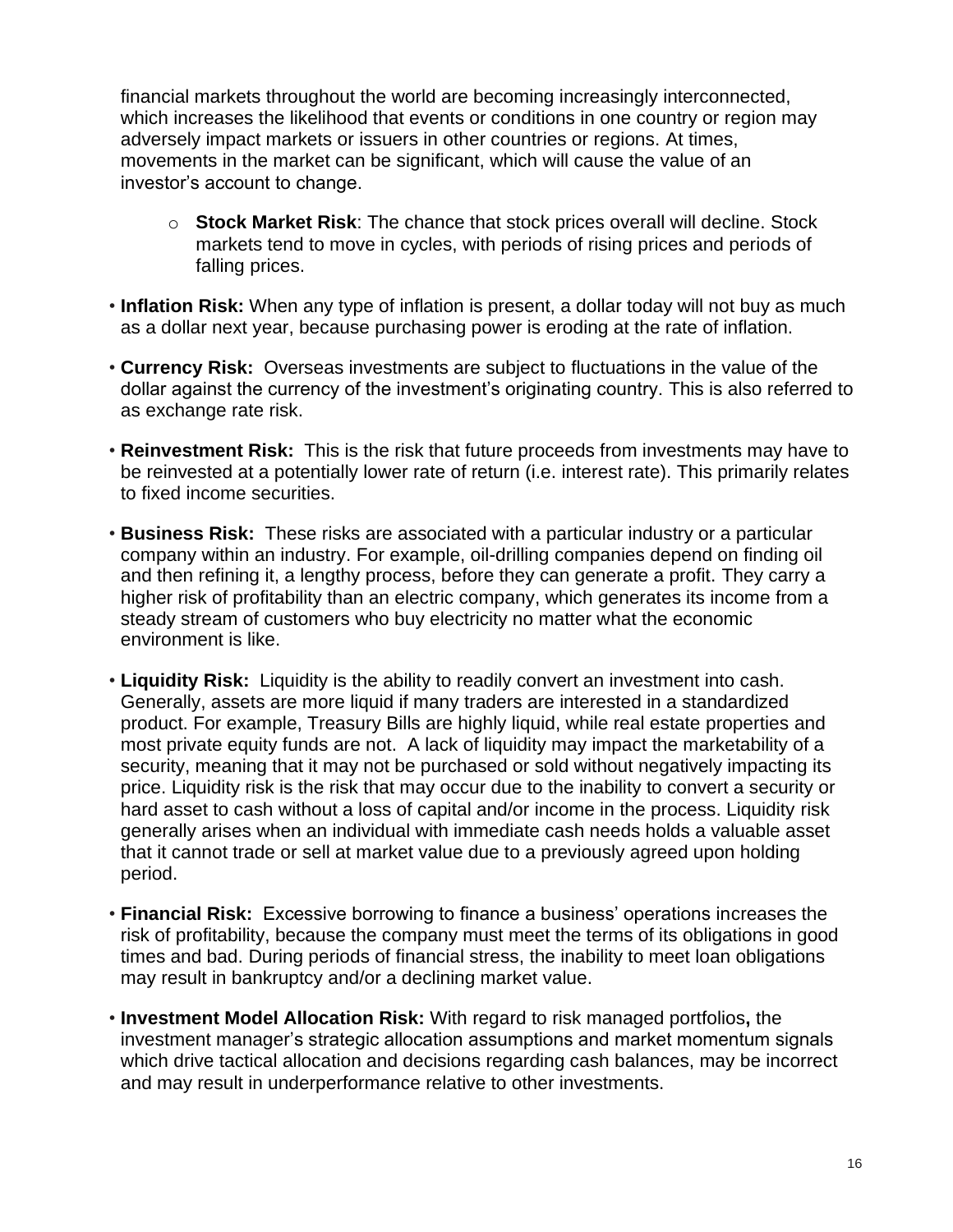financial markets throughout the world are becoming increasingly interconnected, which increases the likelihood that events or conditions in one country or region may adversely impact markets or issuers in other countries or regions. At times, movements in the market can be significant, which will cause the value of an investor's account to change.

  - **Stock Market Risk**: The chance that stock prices overall will decline. Stock markets tend to move in cycles, with periods of rising prices and periods of falling prices.

- **Inflation Risk:** When any type of inflation is present, a dollar today will not buy as much as a dollar next year, because purchasing power is eroding at the rate of inflation.
- **Currency Risk:** Overseas investments are subject to fluctuations in the value of the dollar against the currency of the investment's originating country. This is also referred to as exchange rate risk.
- **Reinvestment Risk:** This is the risk that future proceeds from investments may have to be reinvested at a potentially lower rate of return (i.e. interest rate). This primarily relates to fixed income securities.
- **Business Risk:** These risks are associated with a particular industry or a particular company within an industry. For example, oil-drilling companies depend on finding oil and then refining it, a lengthy process, before they can generate a profit. They carry a higher risk of profitability than an electric company, which generates its income from a steady stream of customers who buy electricity no matter what the economic environment is like.
- **Liquidity Risk:** Liquidity is the ability to readily convert an investment into cash. Generally, assets are more liquid if many traders are interested in a standardized product. For example, Treasury Bills are highly liquid, while real estate properties and most private equity funds are not. A lack of liquidity may impact the marketability of a security, meaning that it may not be purchased or sold without negatively impacting its price. Liquidity risk is the risk that may occur due to the inability to convert a security or hard asset to cash without a loss of capital and/or income in the process. Liquidity risk generally arises when an individual with immediate cash needs holds a valuable asset that it cannot trade or sell at market value due to a previously agreed upon holding period.
- **Financial Risk:** Excessive borrowing to finance a business' operations increases the risk of profitability, because the company must meet the terms of its obligations in good times and bad. During periods of financial stress, the inability to meet loan obligations may result in bankruptcy and/or a declining market value.
- **Investment Model Allocation Risk:** With regard to risk managed portfolios**,** the investment manager's strategic allocation assumptions and market momentum signals which drive tactical allocation and decisions regarding cash balances, may be incorrect and may result in underperformance relative to other investments.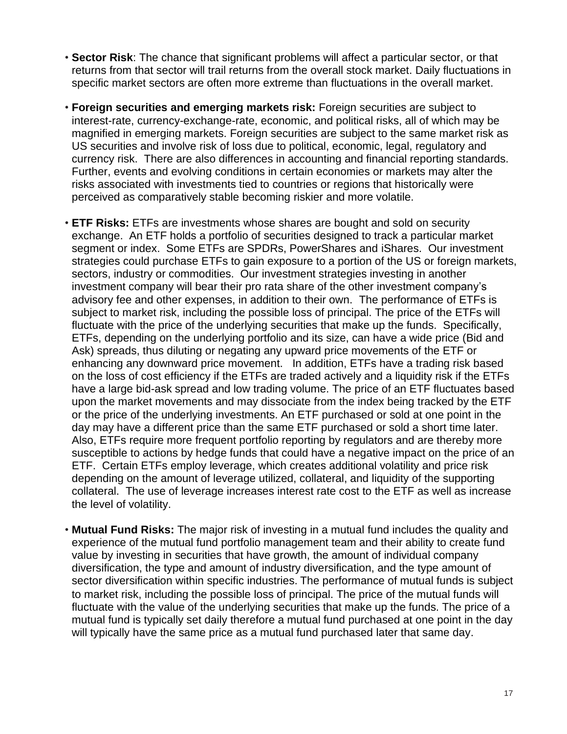- **Sector Risk**: The chance that significant problems will affect a particular sector, or that returns from that sector will trail returns from the overall stock market. Daily fluctuations in specific market sectors are often more extreme than fluctuations in the overall market.

- **Foreign securities and emerging markets risk:** Foreign securities are subject to interest-rate, currency-exchange-rate, economic, and political risks, all of which may be magnified in emerging markets. Foreign securities are subject to the same market risk as US securities and involve risk of loss due to political, economic, legal, regulatory and currency risk. There are also differences in accounting and financial reporting standards. Further, events and evolving conditions in certain economies or markets may alter the risks associated with investments tied to countries or regions that historically were perceived as comparatively stable becoming riskier and more volatile.

- **ETF Risks:** ETFs are investments whose shares are bought and sold on security exchange. An ETF holds a portfolio of securities designed to track a particular market segment or index. Some ETFs are SPDRs, PowerShares and iShares. Our investment strategies could purchase ETFs to gain exposure to a portion of the US or foreign markets, sectors, industry or commodities. Our investment strategies investing in another investment company will bear their pro rata share of the other investment company's advisory fee and other expenses, in addition to their own. The performance of ETFs is subject to market risk, including the possible loss of principal. The price of the ETFs will fluctuate with the price of the underlying securities that make up the funds. Specifically, ETFs, depending on the underlying portfolio and its size, can have a wide price (Bid and Ask) spreads, thus diluting or negating any upward price movements of the ETF or enhancing any downward price movement. In addition, ETFs have a trading risk based on the loss of cost efficiency if the ETFs are traded actively and a liquidity risk if the ETFs have a large bid-ask spread and low trading volume. The price of an ETF fluctuates based upon the market movements and may dissociate from the index being tracked by the ETF or the price of the underlying investments. An ETF purchased or sold at one point in the day may have a different price than the same ETF purchased or sold a short time later. Also, ETFs require more frequent portfolio reporting by regulators and are thereby more susceptible to actions by hedge funds that could have a negative impact on the price of an ETF. Certain ETFs employ leverage, which creates additional volatility and price risk depending on the amount of leverage utilized, collateral, and liquidity of the supporting collateral. The use of leverage increases interest rate cost to the ETF as well as increase the level of volatility.

- **Mutual Fund Risks:** The major risk of investing in a mutual fund includes the quality and experience of the mutual fund portfolio management team and their ability to create fund value by investing in securities that have growth, the amount of individual company diversification, the type and amount of industry diversification, and the type amount of sector diversification within specific industries. The performance of mutual funds is subject to market risk, including the possible loss of principal. The price of the mutual funds will fluctuate with the value of the underlying securities that make up the funds. The price of a mutual fund is typically set daily therefore a mutual fund purchased at one point in the day will typically have the same price as a mutual fund purchased later that same day.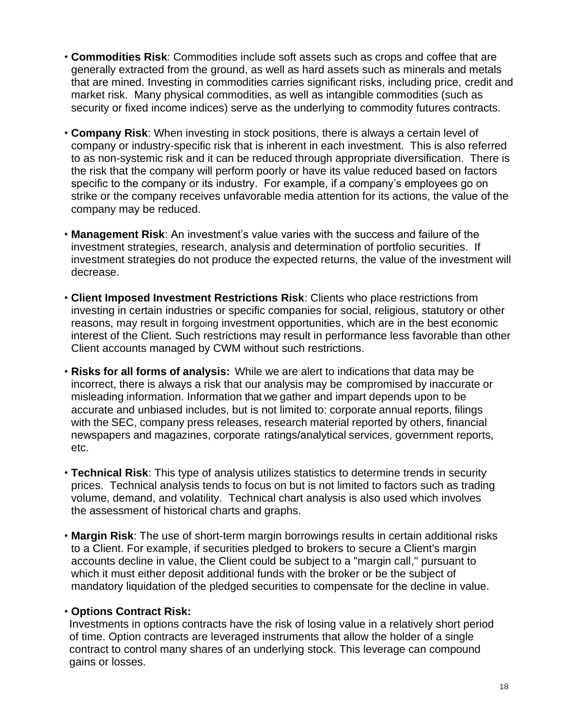- **Commodities Risk**: Commodities include soft assets such as crops and coffee that are generally extracted from the ground, as well as hard assets such as minerals and metals that are mined. Investing in commodities carries significant risks, including price, credit and market risk. Many physical commodities, as well as intangible commodities (such as security or fixed income indices) serve as the underlying to commodity futures contracts.

- **Company Risk**: When investing in stock positions, there is always a certain level of company or industry-specific risk that is inherent in each investment. This is also referred to as non-systemic risk and it can be reduced through appropriate diversification. There is the risk that the company will perform poorly or have its value reduced based on factors specific to the company or its industry. For example, if a company's employees go on strike or the company receives unfavorable media attention for its actions, the value of the company may be reduced.

- **Management Risk**: An investment's value varies with the success and failure of the investment strategies, research, analysis and determination of portfolio securities. If investment strategies do not produce the expected returns, the value of the investment will decrease.

- **Client Imposed Investment Restrictions Risk**: Clients who place restrictions from investing in certain industries or specific companies for social, religious, statutory or other reasons, may result in forgoing investment opportunities, which are in the best economic interest of the Client. Such restrictions may result in performance less favorable than other Client accounts managed by CWM without such restrictions.

- **Risks for all forms of analysis:** While we are alert to indications that data may be incorrect, there is always a risk that our analysis may be compromised by inaccurate or misleading information. Information that we gather and impart depends upon to be accurate and unbiased includes, but is not limited to: corporate annual reports, filings with the SEC, company press releases, research material reported by others, financial newspapers and magazines, corporate ratings/analytical services, government reports, etc.

- **Technical Risk**: This type of analysis utilizes statistics to determine trends in security prices. Technical analysis tends to focus on but is not limited to factors such as trading volume, demand, and volatility. Technical chart analysis is also used which involves the assessment of historical charts and graphs.

- **Margin Risk**: The use of short-term margin borrowings results in certain additional risks to a Client. For example, if securities pledged to brokers to secure a Client's margin accounts decline in value, the Client could be subject to a "margin call," pursuant to which it must either deposit additional funds with the broker or be the subject of mandatory liquidation of the pledged securities to compensate for the decline in value.

- **Options Contract Risk:**
  Investments in options contracts have the risk of losing value in a relatively short period of time. Option contracts are leveraged instruments that allow the holder of a single contract to control many shares of an underlying stock. This leverage can compound gains or losses.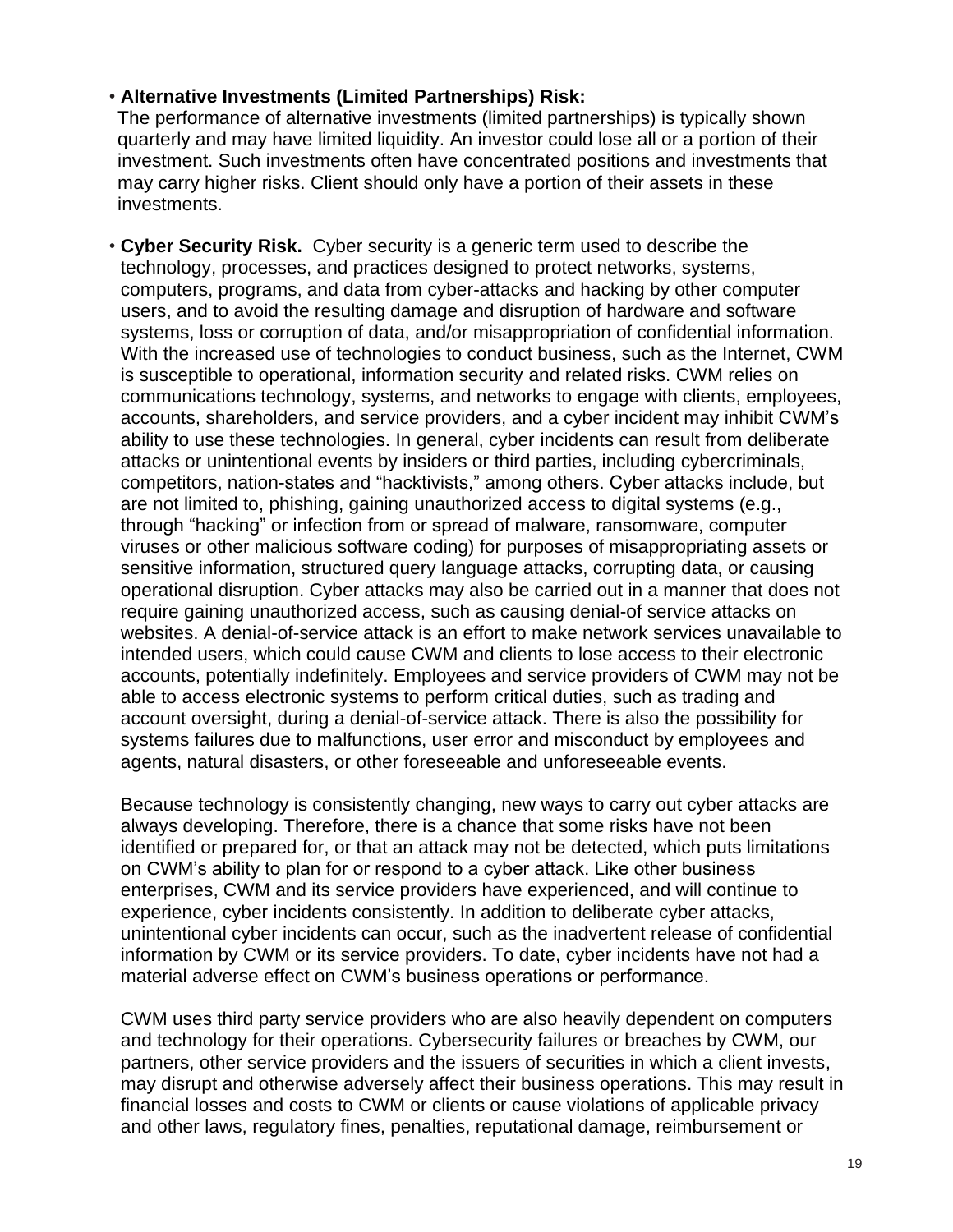- **Alternative Investments (Limited Partnerships) Risk:**
  The performance of alternative investments (limited partnerships) is typically shown quarterly and may have limited liquidity. An investor could lose all or a portion of their investment. Such investments often have concentrated positions and investments that may carry higher risks. Client should only have a portion of their assets in these investments.

- **Cyber Security Risk.** Cyber security is a generic term used to describe the technology, processes, and practices designed to protect networks, systems, computers, programs, and data from cyber-attacks and hacking by other computer users, and to avoid the resulting damage and disruption of hardware and software systems, loss or corruption of data, and/or misappropriation of confidential information. With the increased use of technologies to conduct business, such as the Internet, CWM is susceptible to operational, information security and related risks. CWM relies on communications technology, systems, and networks to engage with clients, employees, accounts, shareholders, and service providers, and a cyber incident may inhibit CWM's ability to use these technologies. In general, cyber incidents can result from deliberate attacks or unintentional events by insiders or third parties, including cybercriminals, competitors, nation-states and "hacktivists," among others. Cyber attacks include, but are not limited to, phishing, gaining unauthorized access to digital systems (e.g., through "hacking" or infection from or spread of malware, ransomware, computer viruses or other malicious software coding) for purposes of misappropriating assets or sensitive information, structured query language attacks, corrupting data, or causing operational disruption. Cyber attacks may also be carried out in a manner that does not require gaining unauthorized access, such as causing denial-of service attacks on websites. A denial-of-service attack is an effort to make network services unavailable to intended users, which could cause CWM and clients to lose access to their electronic accounts, potentially indefinitely. Employees and service providers of CWM may not be able to access electronic systems to perform critical duties, such as trading and account oversight, during a denial-of-service attack. There is also the possibility for systems failures due to malfunctions, user error and misconduct by employees and agents, natural disasters, or other foreseeable and unforeseeable events.

  Because technology is consistently changing, new ways to carry out cyber attacks are always developing. Therefore, there is a chance that some risks have not been identified or prepared for, or that an attack may not be detected, which puts limitations on CWM's ability to plan for or respond to a cyber attack. Like other business enterprises, CWM and its service providers have experienced, and will continue to experience, cyber incidents consistently. In addition to deliberate cyber attacks, unintentional cyber incidents can occur, such as the inadvertent release of confidential information by CWM or its service providers. To date, cyber incidents have not had a material adverse effect on CWM's business operations or performance.

  CWM uses third party service providers who are also heavily dependent on computers and technology for their operations. Cybersecurity failures or breaches by CWM, our partners, other service providers and the issuers of securities in which a client invests, may disrupt and otherwise adversely affect their business operations. This may result in financial losses and costs to CWM or clients or cause violations of applicable privacy and other laws, regulatory fines, penalties, reputational damage, reimbursement or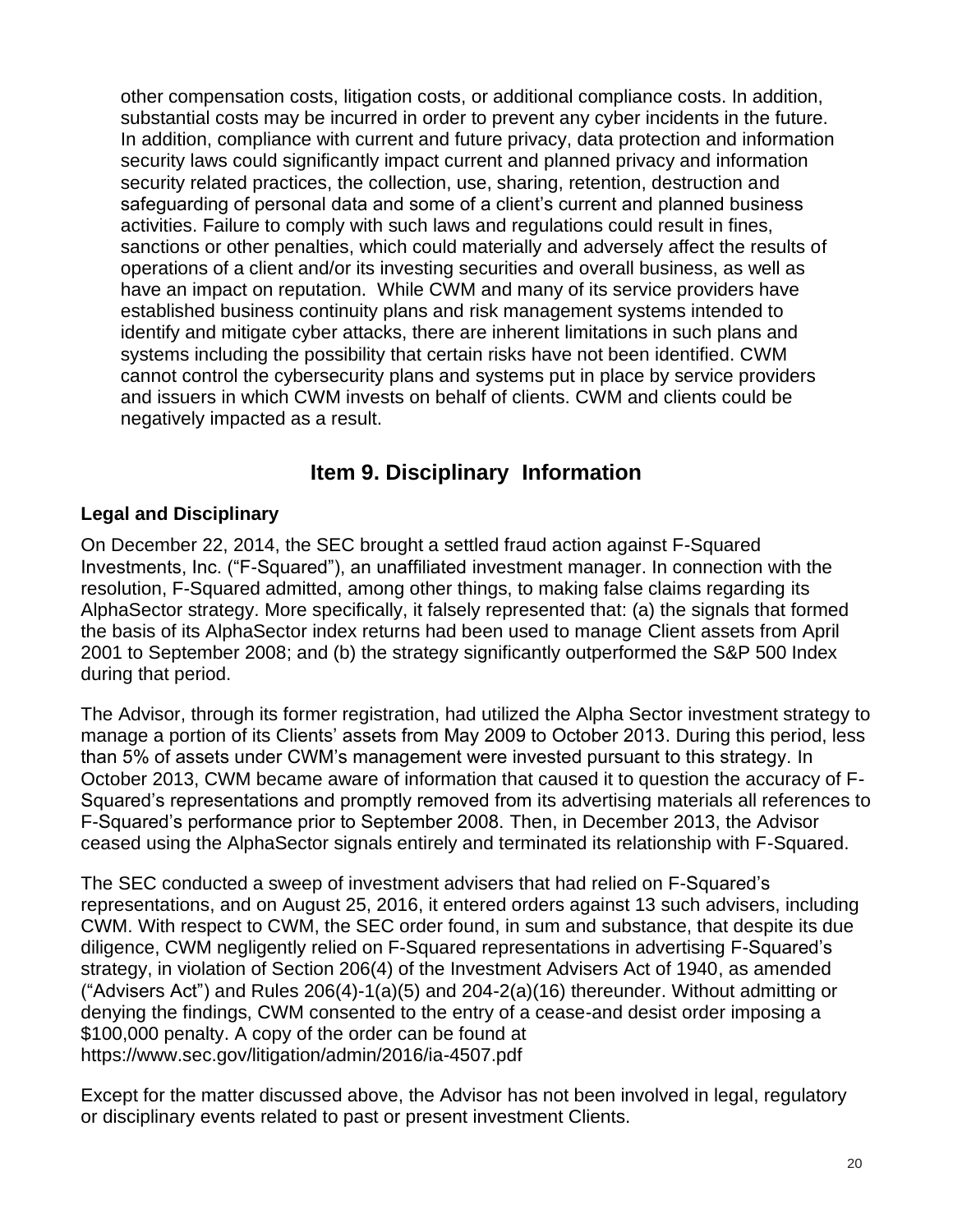other compensation costs, litigation costs, or additional compliance costs. In addition, substantial costs may be incurred in order to prevent any cyber incidents in the future. In addition, compliance with current and future privacy, data protection and information security laws could significantly impact current and planned privacy and information security related practices, the collection, use, sharing, retention, destruction and safeguarding of personal data and some of a client's current and planned business activities. Failure to comply with such laws and regulations could result in fines, sanctions or other penalties, which could materially and adversely affect the results of operations of a client and/or its investing securities and overall business, as well as have an impact on reputation. While CWM and many of its service providers have established business continuity plans and risk management systems intended to identify and mitigate cyber attacks, there are inherent limitations in such plans and systems including the possibility that certain risks have not been identified. CWM cannot control the cybersecurity plans and systems put in place by service providers and issuers in which CWM invests on behalf of clients. CWM and clients could be negatively impacted as a result.

## Item 9. Disciplinary Information

### Legal and Disciplinary

On December 22, 2014, the SEC brought a settled fraud action against F-Squared Investments, Inc. ("F-Squared"), an unaffiliated investment manager. In connection with the resolution, F-Squared admitted, among other things, to making false claims regarding its AlphaSector strategy. More specifically, it falsely represented that: (a) the signals that formed the basis of its AlphaSector index returns had been used to manage Client assets from April 2001 to September 2008; and (b) the strategy significantly outperformed the S&P 500 Index during that period.

The Advisor, through its former registration, had utilized the Alpha Sector investment strategy to manage a portion of its Clients' assets from May 2009 to October 2013. During this period, less than 5% of assets under CWM's management were invested pursuant to this strategy. In October 2013, CWM became aware of information that caused it to question the accuracy of F-Squared's representations and promptly removed from its advertising materials all references to F-Squared's performance prior to September 2008. Then, in December 2013, the Advisor ceased using the AlphaSector signals entirely and terminated its relationship with F-Squared.

The SEC conducted a sweep of investment advisers that had relied on F-Squared's representations, and on August 25, 2016, it entered orders against 13 such advisers, including CWM. With respect to CWM, the SEC order found, in sum and substance, that despite its due diligence, CWM negligently relied on F-Squared representations in advertising F-Squared's strategy, in violation of Section 206(4) of the Investment Advisers Act of 1940, as amended ("Advisers Act") and Rules 206(4)-1(a)(5) and 204-2(a)(16) thereunder. Without admitting or denying the findings, CWM consented to the entry of a cease-and desist order imposing a $100,000 penalty. A copy of the order can be found at https://www.sec.gov/litigation/admin/2016/ia-4507.pdf

Except for the matter discussed above, the Advisor has not been involved in legal, regulatory or disciplinary events related to past or present investment Clients.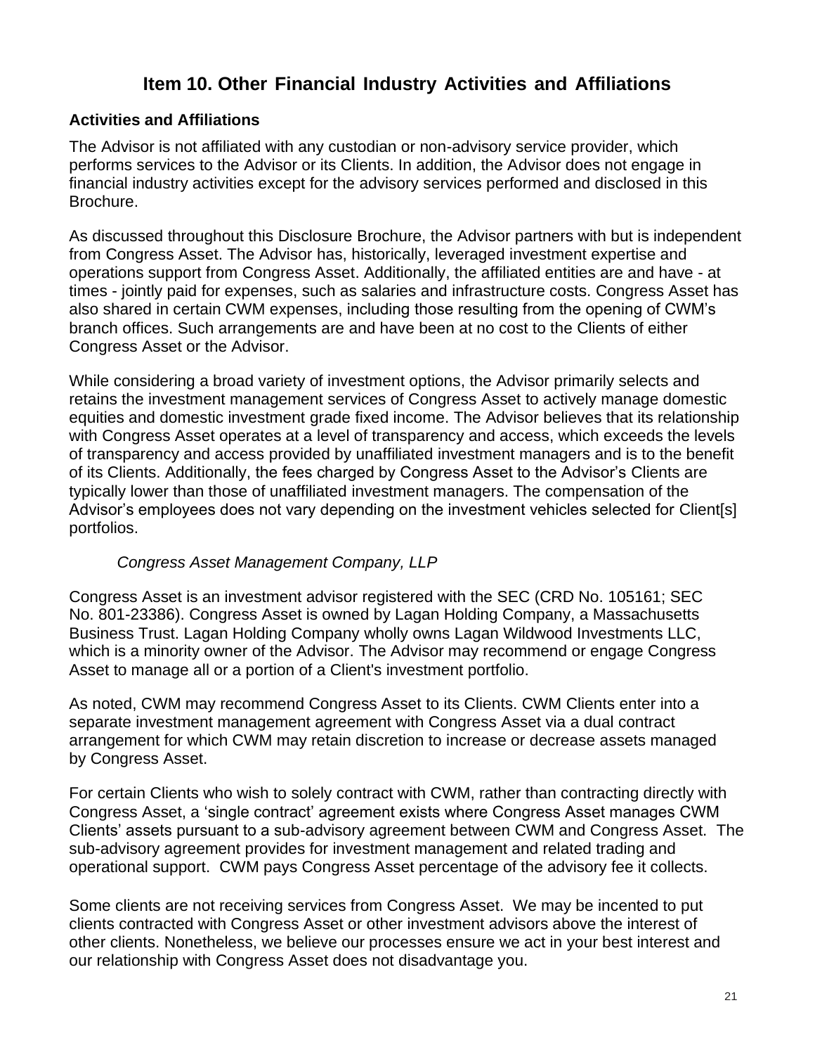# Item 10. Other Financial Industry Activities and Affiliations

### Activities and Affiliations

The Advisor is not affiliated with any custodian or non-advisory service provider, which performs services to the Advisor or its Clients. In addition, the Advisor does not engage in financial industry activities except for the advisory services performed and disclosed in this Brochure.

As discussed throughout this Disclosure Brochure, the Advisor partners with but is independent from Congress Asset. The Advisor has, historically, leveraged investment expertise and operations support from Congress Asset. Additionally, the affiliated entities are and have - at times - jointly paid for expenses, such as salaries and infrastructure costs. Congress Asset has also shared in certain CWM expenses, including those resulting from the opening of CWM's branch offices. Such arrangements are and have been at no cost to the Clients of either Congress Asset or the Advisor.

While considering a broad variety of investment options, the Advisor primarily selects and retains the investment management services of Congress Asset to actively manage domestic equities and domestic investment grade fixed income. The Advisor believes that its relationship with Congress Asset operates at a level of transparency and access, which exceeds the levels of transparency and access provided by unaffiliated investment managers and is to the benefit of its Clients. Additionally, the fees charged by Congress Asset to the Advisor's Clients are typically lower than those of unaffiliated investment managers. The compensation of the Advisor's employees does not vary depending on the investment vehicles selected for Client[s] portfolios.

*Congress Asset Management Company, LLP*

Congress Asset is an investment advisor registered with the SEC (CRD No. 105161; SEC No. 801-23386). Congress Asset is owned by Lagan Holding Company, a Massachusetts Business Trust. Lagan Holding Company wholly owns Lagan Wildwood Investments LLC, which is a minority owner of the Advisor. The Advisor may recommend or engage Congress Asset to manage all or a portion of a Client's investment portfolio.

As noted, CWM may recommend Congress Asset to its Clients. CWM Clients enter into a separate investment management agreement with Congress Asset via a dual contract arrangement for which CWM may retain discretion to increase or decrease assets managed by Congress Asset.

For certain Clients who wish to solely contract with CWM, rather than contracting directly with Congress Asset, a 'single contract' agreement exists where Congress Asset manages CWM Clients' assets pursuant to a sub-advisory agreement between CWM and Congress Asset. The sub-advisory agreement provides for investment management and related trading and operational support. CWM pays Congress Asset percentage of the advisory fee it collects.

Some clients are not receiving services from Congress Asset. We may be incented to put clients contracted with Congress Asset or other investment advisors above the interest of other clients. Nonetheless, we believe our processes ensure we act in your best interest and our relationship with Congress Asset does not disadvantage you.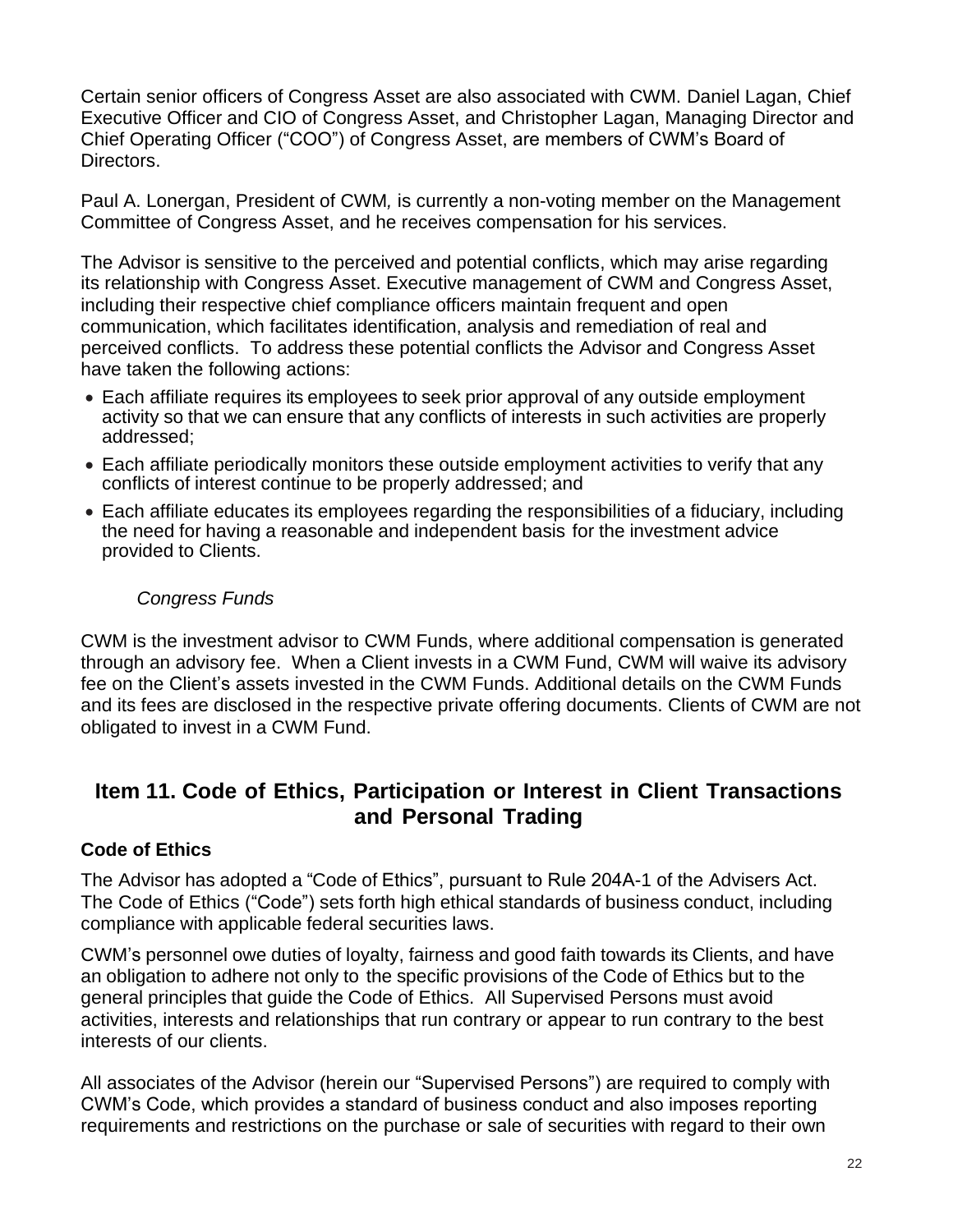Certain senior officers of Congress Asset are also associated with CWM. Daniel Lagan, Chief Executive Officer and CIO of Congress Asset, and Christopher Lagan, Managing Director and Chief Operating Officer ("COO") of Congress Asset, are members of CWM's Board of Directors.

Paul A. Lonergan, President of CWM, is currently a non-voting member on the Management Committee of Congress Asset, and he receives compensation for his services.

The Advisor is sensitive to the perceived and potential conflicts, which may arise regarding its relationship with Congress Asset. Executive management of CWM and Congress Asset, including their respective chief compliance officers maintain frequent and open communication, which facilitates identification, analysis and remediation of real and perceived conflicts. To address these potential conflicts the Advisor and Congress Asset have taken the following actions:

- Each affiliate requires its employees to seek prior approval of any outside employment activity so that we can ensure that any conflicts of interests in such activities are properly addressed;
- Each affiliate periodically monitors these outside employment activities to verify that any conflicts of interest continue to be properly addressed; and
- Each affiliate educates its employees regarding the responsibilities of a fiduciary, including the need for having a reasonable and independent basis for the investment advice provided to Clients.

*Congress Funds*

CWM is the investment advisor to CWM Funds, where additional compensation is generated through an advisory fee. When a Client invests in a CWM Fund, CWM will waive its advisory fee on the Client's assets invested in the CWM Funds. Additional details on the CWM Funds and its fees are disclosed in the respective private offering documents. Clients of CWM are not obligated to invest in a CWM Fund.

## Item 11. Code of Ethics, Participation or Interest in Client Transactions and Personal Trading

### Code of Ethics

The Advisor has adopted a "Code of Ethics", pursuant to Rule 204A-1 of the Advisers Act. The Code of Ethics ("Code") sets forth high ethical standards of business conduct, including compliance with applicable federal securities laws.

CWM's personnel owe duties of loyalty, fairness and good faith towards its Clients, and have an obligation to adhere not only to the specific provisions of the Code of Ethics but to the general principles that guide the Code of Ethics. All Supervised Persons must avoid activities, interests and relationships that run contrary or appear to run contrary to the best interests of our clients.

All associates of the Advisor (herein our "Supervised Persons") are required to comply with CWM's Code, which provides a standard of business conduct and also imposes reporting requirements and restrictions on the purchase or sale of securities with regard to their own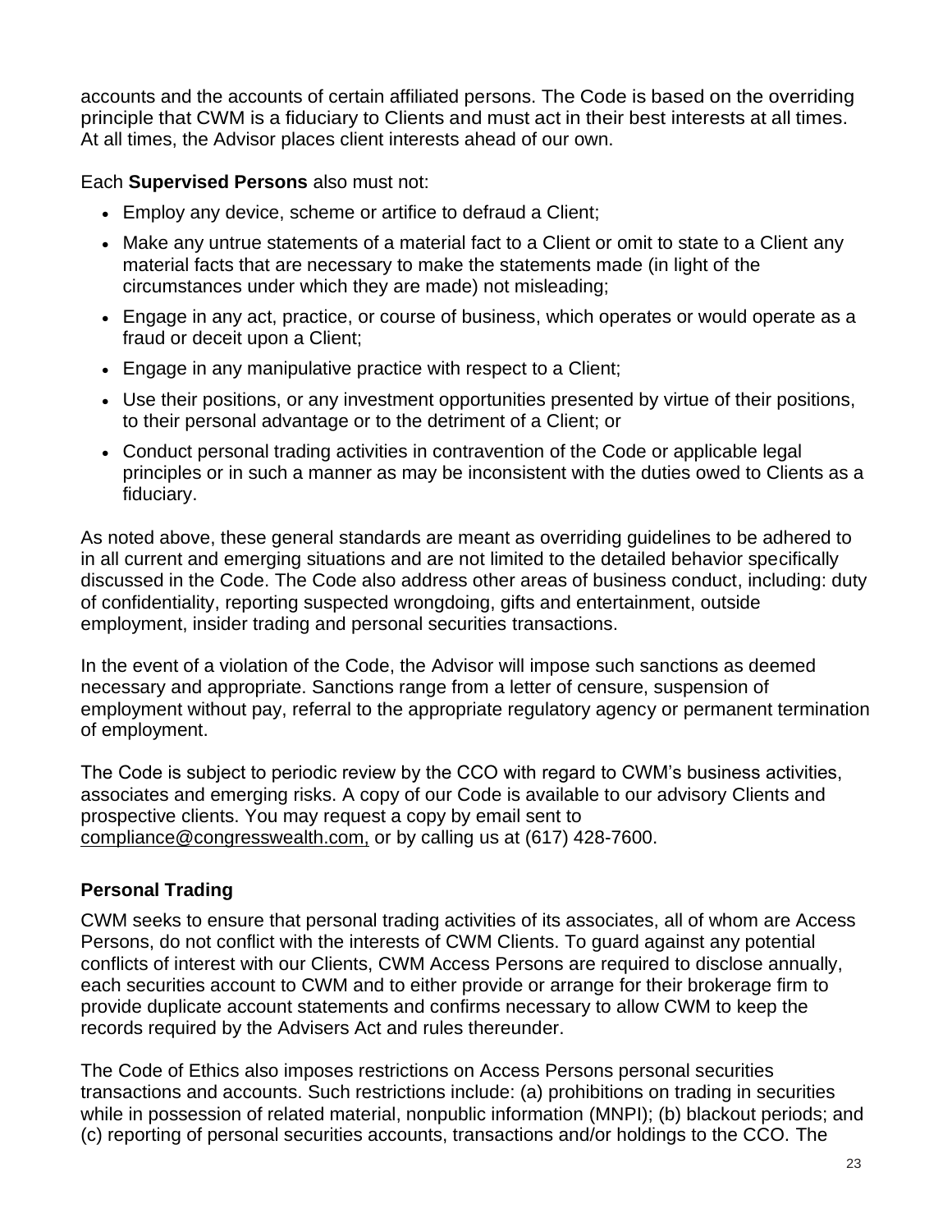accounts and the accounts of certain affiliated persons. The Code is based on the overriding principle that CWM is a fiduciary to Clients and must act in their best interests at all times. At all times, the Advisor places client interests ahead of our own.

Each **Supervised Persons** also must not:

- Employ any device, scheme or artifice to defraud a Client;
- Make any untrue statements of a material fact to a Client or omit to state to a Client any material facts that are necessary to make the statements made (in light of the circumstances under which they are made) not misleading;
- Engage in any act, practice, or course of business, which operates or would operate as a fraud or deceit upon a Client;
- Engage in any manipulative practice with respect to a Client;
- Use their positions, or any investment opportunities presented by virtue of their positions, to their personal advantage or to the detriment of a Client; or
- Conduct personal trading activities in contravention of the Code or applicable legal principles or in such a manner as may be inconsistent with the duties owed to Clients as a fiduciary.

As noted above, these general standards are meant as overriding guidelines to be adhered to in all current and emerging situations and are not limited to the detailed behavior specifically discussed in the Code. The Code also address other areas of business conduct, including: duty of confidentiality, reporting suspected wrongdoing, gifts and entertainment, outside employment, insider trading and personal securities transactions.

In the event of a violation of the Code, the Advisor will impose such sanctions as deemed necessary and appropriate. Sanctions range from a letter of censure, suspension of employment without pay, referral to the appropriate regulatory agency or permanent termination of employment.

The Code is subject to periodic review by the CCO with regard to CWM's business activities, associates and emerging risks. A copy of our Code is available to our advisory Clients and prospective clients. You may request a copy by email sent to compliance@congresswealth.com, or by calling us at (617) 428-7600.

**Personal Trading**

CWM seeks to ensure that personal trading activities of its associates, all of whom are Access Persons, do not conflict with the interests of CWM Clients. To guard against any potential conflicts of interest with our Clients, CWM Access Persons are required to disclose annually, each securities account to CWM and to either provide or arrange for their brokerage firm to provide duplicate account statements and confirms necessary to allow CWM to keep the records required by the Advisers Act and rules thereunder.

The Code of Ethics also imposes restrictions on Access Persons personal securities transactions and accounts. Such restrictions include: (a) prohibitions on trading in securities while in possession of related material, nonpublic information (MNPI); (b) blackout periods; and (c) reporting of personal securities accounts, transactions and/or holdings to the CCO. The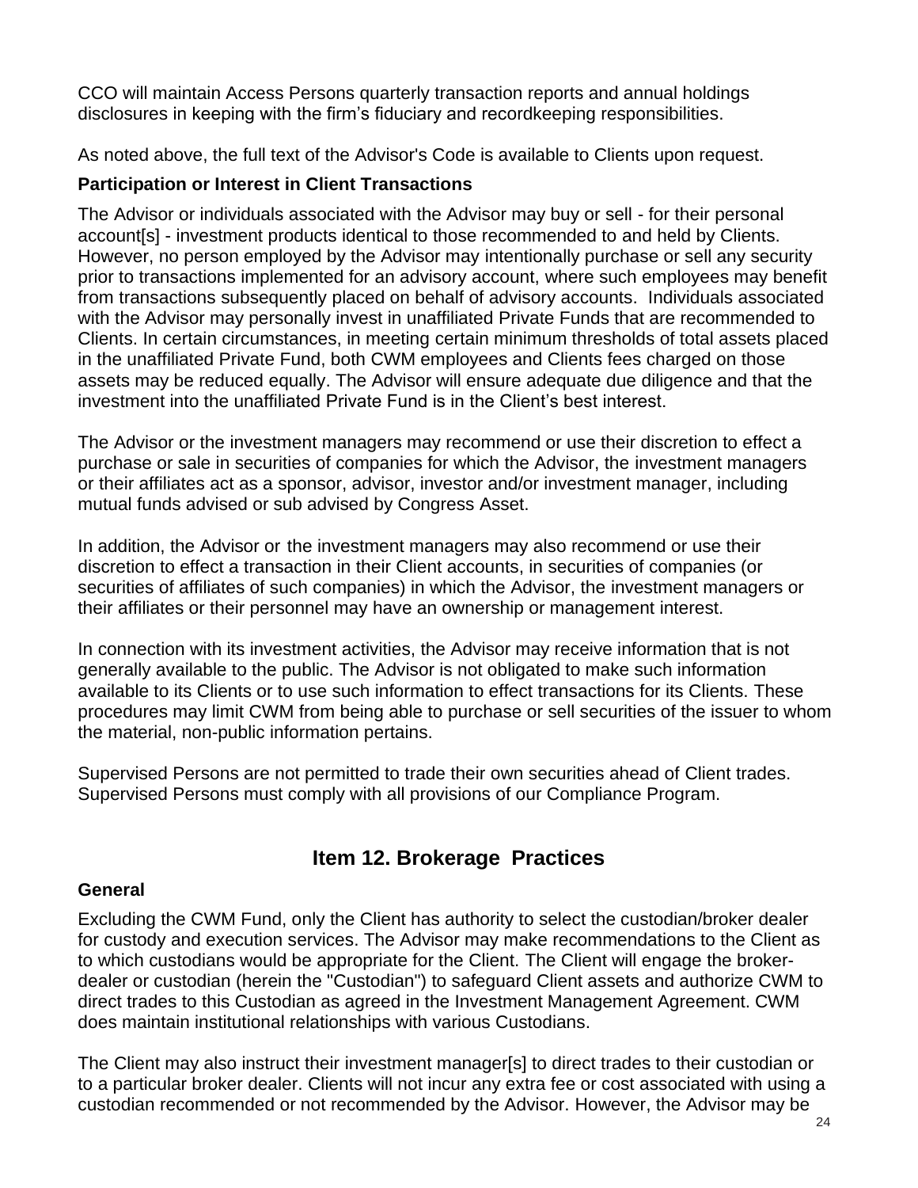CCO will maintain Access Persons quarterly transaction reports and annual holdings disclosures in keeping with the firm's fiduciary and recordkeeping responsibilities.

As noted above, the full text of the Advisor's Code is available to Clients upon request.

### Participation or Interest in Client Transactions

The Advisor or individuals associated with the Advisor may buy or sell - for their personal account[s] - investment products identical to those recommended to and held by Clients. However, no person employed by the Advisor may intentionally purchase or sell any security prior to transactions implemented for an advisory account, where such employees may benefit from transactions subsequently placed on behalf of advisory accounts. Individuals associated with the Advisor may personally invest in unaffiliated Private Funds that are recommended to Clients. In certain circumstances, in meeting certain minimum thresholds of total assets placed in the unaffiliated Private Fund, both CWM employees and Clients fees charged on those assets may be reduced equally. The Advisor will ensure adequate due diligence and that the investment into the unaffiliated Private Fund is in the Client's best interest.

The Advisor or the investment managers may recommend or use their discretion to effect a purchase or sale in securities of companies for which the Advisor, the investment managers or their affiliates act as a sponsor, advisor, investor and/or investment manager, including mutual funds advised or sub advised by Congress Asset.

In addition, the Advisor or the investment managers may also recommend or use their discretion to effect a transaction in their Client accounts, in securities of companies (or securities of affiliates of such companies) in which the Advisor, the investment managers or their affiliates or their personnel may have an ownership or management interest.

In connection with its investment activities, the Advisor may receive information that is not generally available to the public. The Advisor is not obligated to make such information available to its Clients or to use such information to effect transactions for its Clients. These procedures may limit CWM from being able to purchase or sell securities of the issuer to whom the material, non-public information pertains.

Supervised Persons are not permitted to trade their own securities ahead of Client trades. Supervised Persons must comply with all provisions of our Compliance Program.

## Item 12. Brokerage Practices

### General

Excluding the CWM Fund, only the Client has authority to select the custodian/broker dealer for custody and execution services. The Advisor may make recommendations to the Client as to which custodians would be appropriate for the Client. The Client will engage the broker-dealer or custodian (herein the "Custodian") to safeguard Client assets and authorize CWM to direct trades to this Custodian as agreed in the Investment Management Agreement. CWM does maintain institutional relationships with various Custodians.

The Client may also instruct their investment manager[s] to direct trades to their custodian or to a particular broker dealer. Clients will not incur any extra fee or cost associated with using a custodian recommended or not recommended by the Advisor. However, the Advisor may be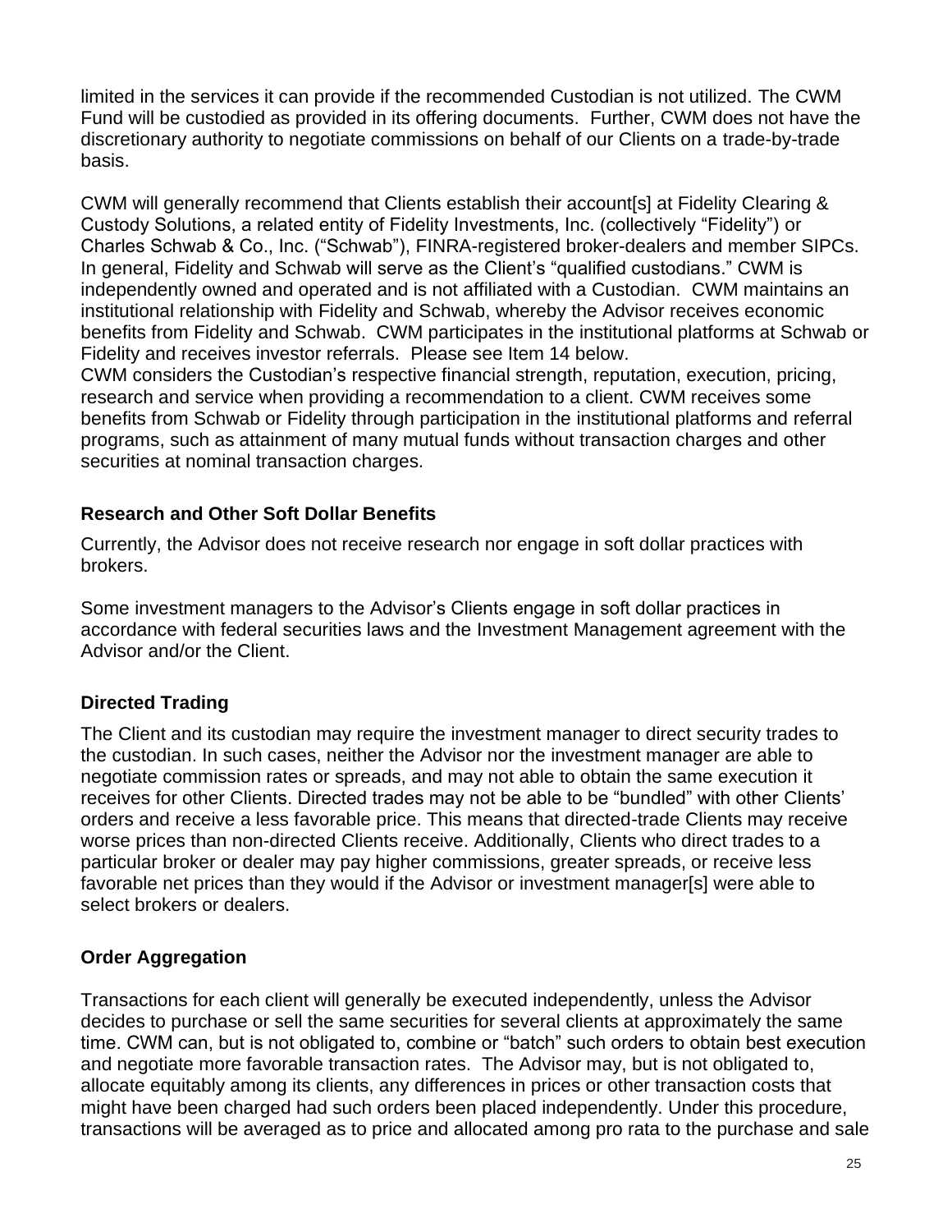limited in the services it can provide if the recommended Custodian is not utilized. The CWM Fund will be custodied as provided in its offering documents. Further, CWM does not have the discretionary authority to negotiate commissions on behalf of our Clients on a trade-by-trade basis.

CWM will generally recommend that Clients establish their account[s] at Fidelity Clearing & Custody Solutions, a related entity of Fidelity Investments, Inc. (collectively "Fidelity") or Charles Schwab & Co., Inc. ("Schwab"), FINRA-registered broker-dealers and member SIPCs. In general, Fidelity and Schwab will serve as the Client's "qualified custodians." CWM is independently owned and operated and is not affiliated with a Custodian. CWM maintains an institutional relationship with Fidelity and Schwab, whereby the Advisor receives economic benefits from Fidelity and Schwab. CWM participates in the institutional platforms at Schwab or Fidelity and receives investor referrals. Please see Item 14 below.
CWM considers the Custodian's respective financial strength, reputation, execution, pricing, research and service when providing a recommendation to a client. CWM receives some benefits from Schwab or Fidelity through participation in the institutional platforms and referral programs, such as attainment of many mutual funds without transaction charges and other securities at nominal transaction charges.

**Research and Other Soft Dollar Benefits**

Currently, the Advisor does not receive research nor engage in soft dollar practices with brokers.

Some investment managers to the Advisor's Clients engage in soft dollar practices in accordance with federal securities laws and the Investment Management agreement with the Advisor and/or the Client.

**Directed Trading**

The Client and its custodian may require the investment manager to direct security trades to the custodian. In such cases, neither the Advisor nor the investment manager are able to negotiate commission rates or spreads, and may not able to obtain the same execution it receives for other Clients. Directed trades may not be able to be "bundled" with other Clients' orders and receive a less favorable price. This means that directed-trade Clients may receive worse prices than non-directed Clients receive. Additionally, Clients who direct trades to a particular broker or dealer may pay higher commissions, greater spreads, or receive less favorable net prices than they would if the Advisor or investment manager[s] were able to select brokers or dealers.

**Order Aggregation**

Transactions for each client will generally be executed independently, unless the Advisor decides to purchase or sell the same securities for several clients at approximately the same time. CWM can, but is not obligated to, combine or "batch" such orders to obtain best execution and negotiate more favorable transaction rates. The Advisor may, but is not obligated to, allocate equitably among its clients, any differences in prices or other transaction costs that might have been charged had such orders been placed independently. Under this procedure, transactions will be averaged as to price and allocated among pro rata to the purchase and sale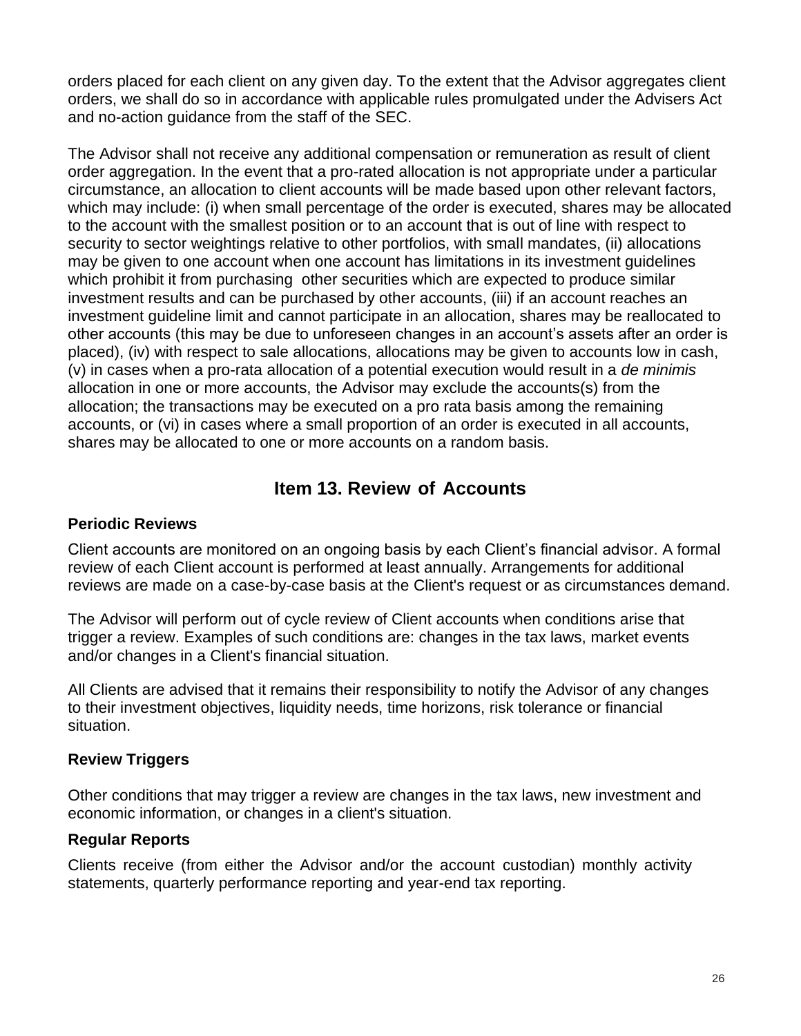orders placed for each client on any given day. To the extent that the Advisor aggregates client orders, we shall do so in accordance with applicable rules promulgated under the Advisers Act and no-action guidance from the staff of the SEC.

The Advisor shall not receive any additional compensation or remuneration as result of client order aggregation. In the event that a pro-rated allocation is not appropriate under a particular circumstance, an allocation to client accounts will be made based upon other relevant factors, which may include: (i) when small percentage of the order is executed, shares may be allocated to the account with the smallest position or to an account that is out of line with respect to security to sector weightings relative to other portfolios, with small mandates, (ii) allocations may be given to one account when one account has limitations in its investment guidelines which prohibit it from purchasing other securities which are expected to produce similar investment results and can be purchased by other accounts, (iii) if an account reaches an investment guideline limit and cannot participate in an allocation, shares may be reallocated to other accounts (this may be due to unforeseen changes in an account's assets after an order is placed), (iv) with respect to sale allocations, allocations may be given to accounts low in cash, (v) in cases when a pro-rata allocation of a potential execution would result in a *de minimis* allocation in one or more accounts, the Advisor may exclude the accounts(s) from the allocation; the transactions may be executed on a pro rata basis among the remaining accounts, or (vi) in cases where a small proportion of an order is executed in all accounts, shares may be allocated to one or more accounts on a random basis.

## Item 13. Review of Accounts

### Periodic Reviews

Client accounts are monitored on an ongoing basis by each Client's financial advisor. A formal review of each Client account is performed at least annually. Arrangements for additional reviews are made on a case-by-case basis at the Client's request or as circumstances demand.

The Advisor will perform out of cycle review of Client accounts when conditions arise that trigger a review. Examples of such conditions are: changes in the tax laws, market events and/or changes in a Client's financial situation.

All Clients are advised that it remains their responsibility to notify the Advisor of any changes to their investment objectives, liquidity needs, time horizons, risk tolerance or financial situation.

### Review Triggers

Other conditions that may trigger a review are changes in the tax laws, new investment and economic information, or changes in a client's situation.

### Regular Reports

Clients receive (from either the Advisor and/or the account custodian) monthly activity statements, quarterly performance reporting and year-end tax reporting.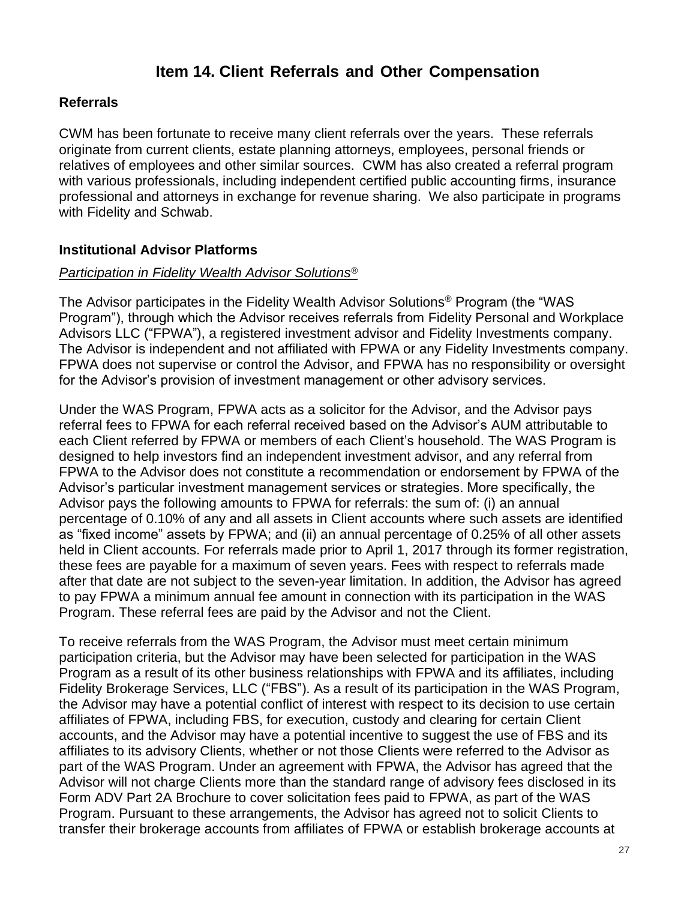# Item 14. Client Referrals and Other Compensation

## Referrals

CWM has been fortunate to receive many client referrals over the years. These referrals originate from current clients, estate planning attorneys, employees, personal friends or relatives of employees and other similar sources. CWM has also created a referral program with various professionals, including independent certified public accounting firms, insurance professional and attorneys in exchange for revenue sharing. We also participate in programs with Fidelity and Schwab.

## Institutional Advisor Platforms

*Participation in Fidelity Wealth Advisor Solutions®*

The Advisor participates in the Fidelity Wealth Advisor Solutions® Program (the "WAS Program"), through which the Advisor receives referrals from Fidelity Personal and Workplace Advisors LLC ("FPWA"), a registered investment advisor and Fidelity Investments company. The Advisor is independent and not affiliated with FPWA or any Fidelity Investments company. FPWA does not supervise or control the Advisor, and FPWA has no responsibility or oversight for the Advisor's provision of investment management or other advisory services.

Under the WAS Program, FPWA acts as a solicitor for the Advisor, and the Advisor pays referral fees to FPWA for each referral received based on the Advisor's AUM attributable to each Client referred by FPWA or members of each Client's household. The WAS Program is designed to help investors find an independent investment advisor, and any referral from FPWA to the Advisor does not constitute a recommendation or endorsement by FPWA of the Advisor's particular investment management services or strategies. More specifically, the Advisor pays the following amounts to FPWA for referrals: the sum of: (i) an annual percentage of 0.10% of any and all assets in Client accounts where such assets are identified as "fixed income" assets by FPWA; and (ii) an annual percentage of 0.25% of all other assets held in Client accounts. For referrals made prior to April 1, 2017 through its former registration, these fees are payable for a maximum of seven years. Fees with respect to referrals made after that date are not subject to the seven-year limitation. In addition, the Advisor has agreed to pay FPWA a minimum annual fee amount in connection with its participation in the WAS Program. These referral fees are paid by the Advisor and not the Client.

To receive referrals from the WAS Program, the Advisor must meet certain minimum participation criteria, but the Advisor may have been selected for participation in the WAS Program as a result of its other business relationships with FPWA and its affiliates, including Fidelity Brokerage Services, LLC ("FBS"). As a result of its participation in the WAS Program, the Advisor may have a potential conflict of interest with respect to its decision to use certain affiliates of FPWA, including FBS, for execution, custody and clearing for certain Client accounts, and the Advisor may have a potential incentive to suggest the use of FBS and its affiliates to its advisory Clients, whether or not those Clients were referred to the Advisor as part of the WAS Program. Under an agreement with FPWA, the Advisor has agreed that the Advisor will not charge Clients more than the standard range of advisory fees disclosed in its Form ADV Part 2A Brochure to cover solicitation fees paid to FPWA, as part of the WAS Program. Pursuant to these arrangements, the Advisor has agreed not to solicit Clients to transfer their brokerage accounts from affiliates of FPWA or establish brokerage accounts at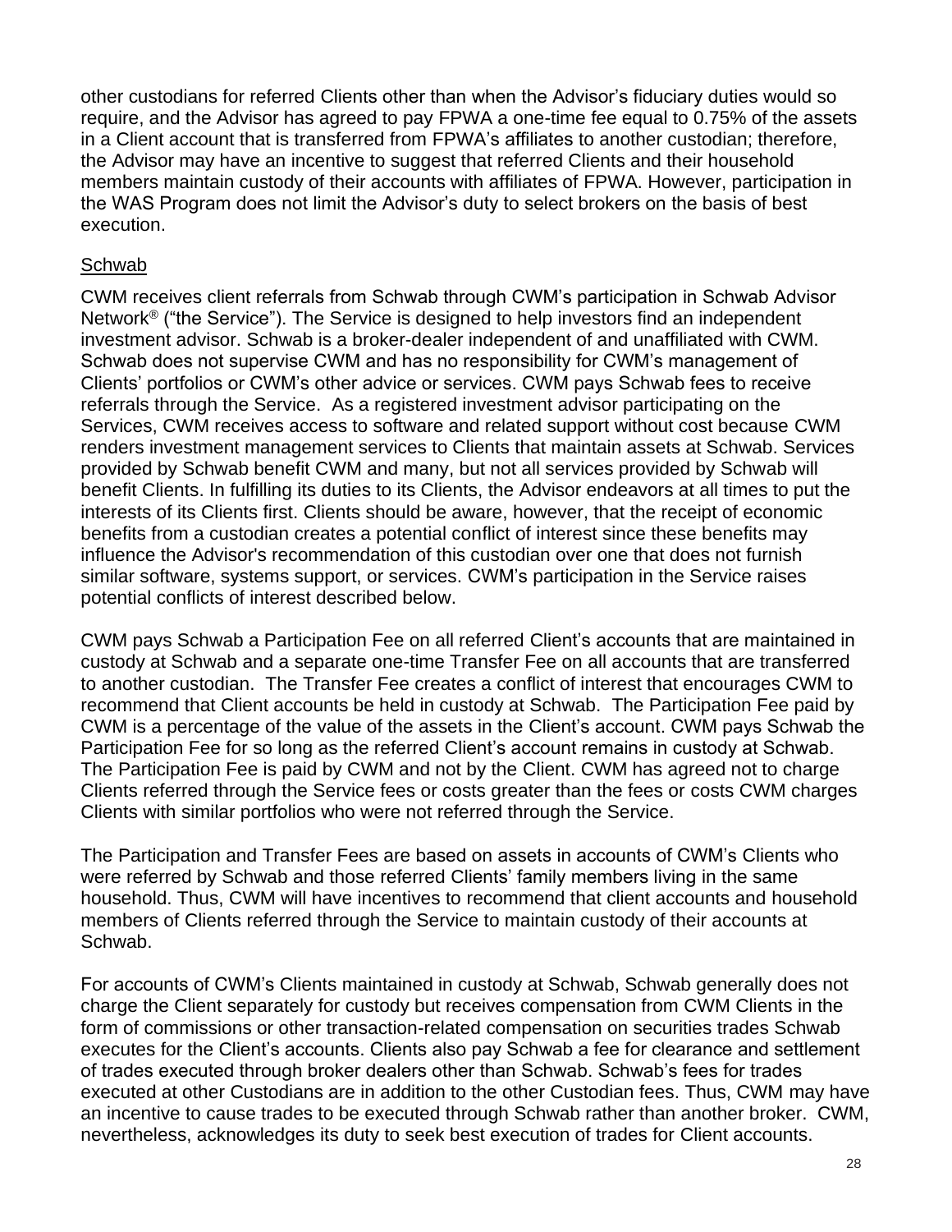other custodians for referred Clients other than when the Advisor's fiduciary duties would so require, and the Advisor has agreed to pay FPWA a one-time fee equal to 0.75% of the assets in a Client account that is transferred from FPWA's affiliates to another custodian; therefore, the Advisor may have an incentive to suggest that referred Clients and their household members maintain custody of their accounts with affiliates of FPWA. However, participation in the WAS Program does not limit the Advisor's duty to select brokers on the basis of best execution.

<u>Schwab</u>

CWM receives client referrals from Schwab through CWM's participation in Schwab Advisor Network® ("the Service"). The Service is designed to help investors find an independent investment advisor. Schwab is a broker-dealer independent of and unaffiliated with CWM. Schwab does not supervise CWM and has no responsibility for CWM's management of Clients' portfolios or CWM's other advice or services. CWM pays Schwab fees to receive referrals through the Service. As a registered investment advisor participating on the Services, CWM receives access to software and related support without cost because CWM renders investment management services to Clients that maintain assets at Schwab. Services provided by Schwab benefit CWM and many, but not all services provided by Schwab will benefit Clients. In fulfilling its duties to its Clients, the Advisor endeavors at all times to put the interests of its Clients first. Clients should be aware, however, that the receipt of economic benefits from a custodian creates a potential conflict of interest since these benefits may influence the Advisor's recommendation of this custodian over one that does not furnish similar software, systems support, or services. CWM's participation in the Service raises potential conflicts of interest described below.

CWM pays Schwab a Participation Fee on all referred Client's accounts that are maintained in custody at Schwab and a separate one-time Transfer Fee on all accounts that are transferred to another custodian. The Transfer Fee creates a conflict of interest that encourages CWM to recommend that Client accounts be held in custody at Schwab. The Participation Fee paid by CWM is a percentage of the value of the assets in the Client's account. CWM pays Schwab the Participation Fee for so long as the referred Client's account remains in custody at Schwab. The Participation Fee is paid by CWM and not by the Client. CWM has agreed not to charge Clients referred through the Service fees or costs greater than the fees or costs CWM charges Clients with similar portfolios who were not referred through the Service.

The Participation and Transfer Fees are based on assets in accounts of CWM's Clients who were referred by Schwab and those referred Clients' family members living in the same household. Thus, CWM will have incentives to recommend that client accounts and household members of Clients referred through the Service to maintain custody of their accounts at Schwab.

For accounts of CWM's Clients maintained in custody at Schwab, Schwab generally does not charge the Client separately for custody but receives compensation from CWM Clients in the form of commissions or other transaction-related compensation on securities trades Schwab executes for the Client's accounts. Clients also pay Schwab a fee for clearance and settlement of trades executed through broker dealers other than Schwab. Schwab's fees for trades executed at other Custodians are in addition to the other Custodian fees. Thus, CWM may have an incentive to cause trades to be executed through Schwab rather than another broker. CWM, nevertheless, acknowledges its duty to seek best execution of trades for Client accounts.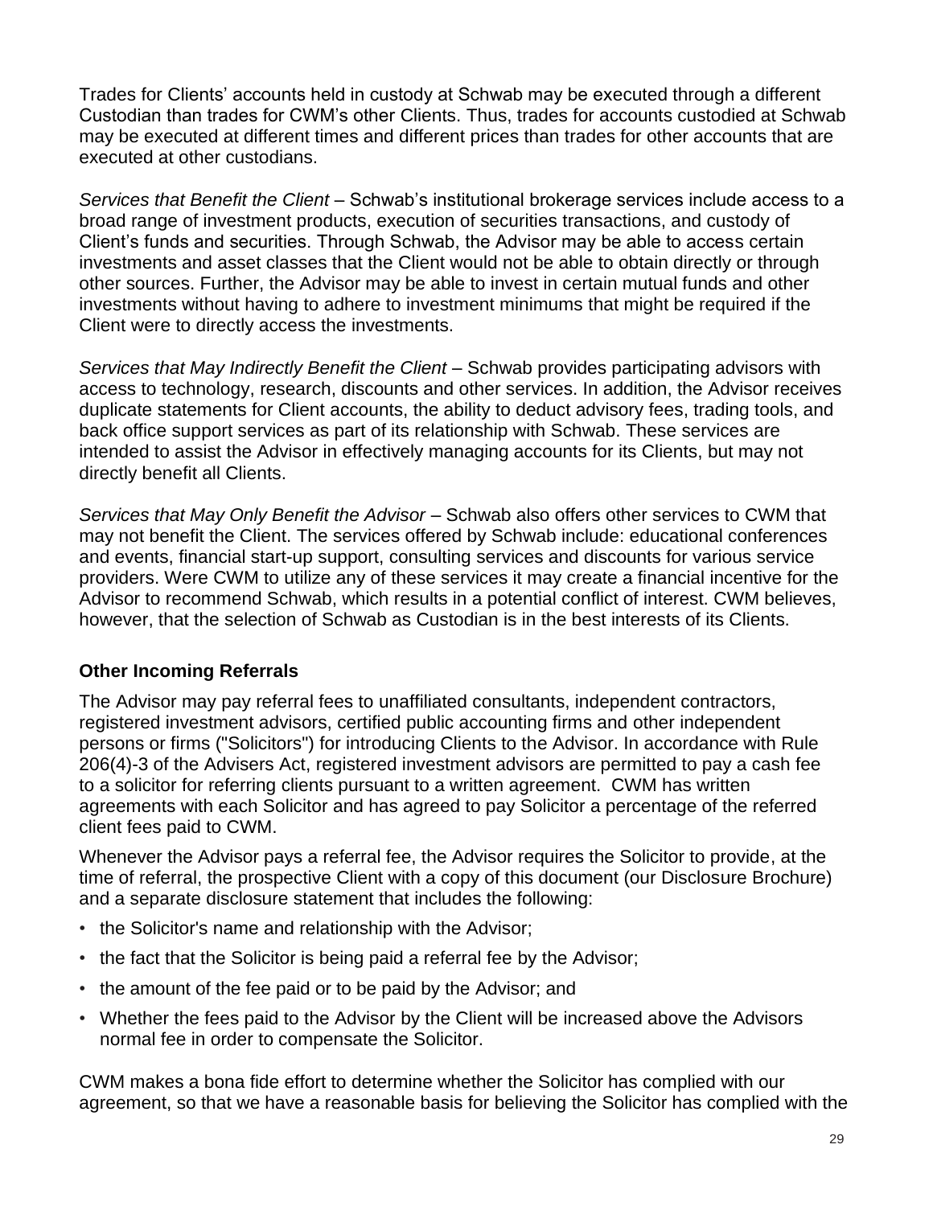Trades for Clients' accounts held in custody at Schwab may be executed through a different Custodian than trades for CWM's other Clients. Thus, trades for accounts custodied at Schwab may be executed at different times and different prices than trades for other accounts that are executed at other custodians.

*Services that Benefit the Client* – Schwab's institutional brokerage services include access to a broad range of investment products, execution of securities transactions, and custody of Client's funds and securities. Through Schwab, the Advisor may be able to access certain investments and asset classes that the Client would not be able to obtain directly or through other sources. Further, the Advisor may be able to invest in certain mutual funds and other investments without having to adhere to investment minimums that might be required if the Client were to directly access the investments.

*Services that May Indirectly Benefit the Client* – Schwab provides participating advisors with access to technology, research, discounts and other services. In addition, the Advisor receives duplicate statements for Client accounts, the ability to deduct advisory fees, trading tools, and back office support services as part of its relationship with Schwab. These services are intended to assist the Advisor in effectively managing accounts for its Clients, but may not directly benefit all Clients.

*Services that May Only Benefit the Advisor* – Schwab also offers other services to CWM that may not benefit the Client. The services offered by Schwab include: educational conferences and events, financial start-up support, consulting services and discounts for various service providers. Were CWM to utilize any of these services it may create a financial incentive for the Advisor to recommend Schwab, which results in a potential conflict of interest. CWM believes, however, that the selection of Schwab as Custodian is in the best interests of its Clients.

**Other Incoming Referrals**

The Advisor may pay referral fees to unaffiliated consultants, independent contractors, registered investment advisors, certified public accounting firms and other independent persons or firms ("Solicitors") for introducing Clients to the Advisor. In accordance with Rule 206(4)-3 of the Advisers Act, registered investment advisors are permitted to pay a cash fee to a solicitor for referring clients pursuant to a written agreement. CWM has written agreements with each Solicitor and has agreed to pay Solicitor a percentage of the referred client fees paid to CWM.

Whenever the Advisor pays a referral fee, the Advisor requires the Solicitor to provide, at the time of referral, the prospective Client with a copy of this document (our Disclosure Brochure) and a separate disclosure statement that includes the following:

- the Solicitor's name and relationship with the Advisor;
- the fact that the Solicitor is being paid a referral fee by the Advisor;
- the amount of the fee paid or to be paid by the Advisor; and
- Whether the fees paid to the Advisor by the Client will be increased above the Advisors normal fee in order to compensate the Solicitor.

CWM makes a bona fide effort to determine whether the Solicitor has complied with our agreement, so that we have a reasonable basis for believing the Solicitor has complied with the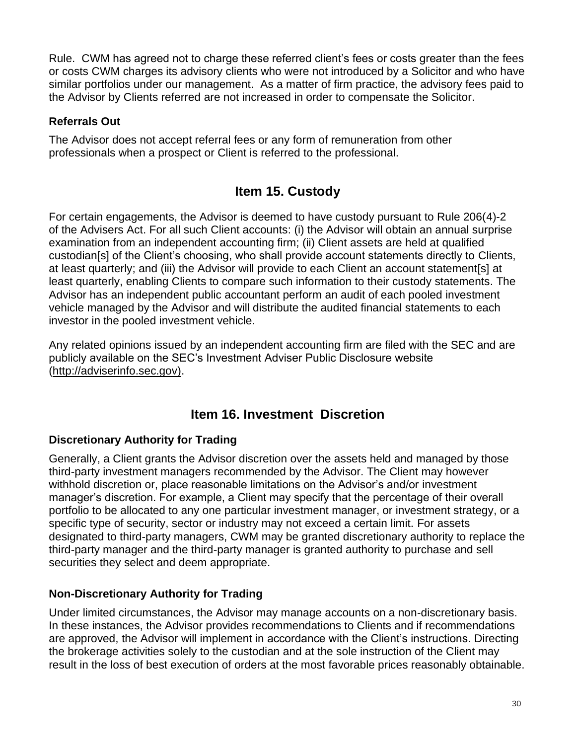Rule. CWM has agreed not to charge these referred client's fees or costs greater than the fees or costs CWM charges its advisory clients who were not introduced by a Solicitor and who have similar portfolios under our management. As a matter of firm practice, the advisory fees paid to the Advisor by Clients referred are not increased in order to compensate the Solicitor.

### Referrals Out

The Advisor does not accept referral fees or any form of remuneration from other professionals when a prospect or Client is referred to the professional.

## Item 15. Custody

For certain engagements, the Advisor is deemed to have custody pursuant to Rule 206(4)-2 of the Advisers Act. For all such Client accounts: (i) the Advisor will obtain an annual surprise examination from an independent accounting firm; (ii) Client assets are held at qualified custodian[s] of the Client's choosing, who shall provide account statements directly to Clients, at least quarterly; and (iii) the Advisor will provide to each Client an account statement[s] at least quarterly, enabling Clients to compare such information to their custody statements. The Advisor has an independent public accountant perform an audit of each pooled investment vehicle managed by the Advisor and will distribute the audited financial statements to each investor in the pooled investment vehicle.

Any related opinions issued by an independent accounting firm are filed with the SEC and are publicly available on the SEC's Investment Adviser Public Disclosure website (http://adviserinfo.sec.gov).

## Item 16. Investment Discretion

### Discretionary Authority for Trading

Generally, a Client grants the Advisor discretion over the assets held and managed by those third-party investment managers recommended by the Advisor. The Client may however withhold discretion or, place reasonable limitations on the Advisor's and/or investment manager's discretion. For example, a Client may specify that the percentage of their overall portfolio to be allocated to any one particular investment manager, or investment strategy, or a specific type of security, sector or industry may not exceed a certain limit. For assets designated to third-party managers, CWM may be granted discretionary authority to replace the third-party manager and the third-party manager is granted authority to purchase and sell securities they select and deem appropriate.

### Non-Discretionary Authority for Trading

Under limited circumstances, the Advisor may manage accounts on a non-discretionary basis. In these instances, the Advisor provides recommendations to Clients and if recommendations are approved, the Advisor will implement in accordance with the Client's instructions. Directing the brokerage activities solely to the custodian and at the sole instruction of the Client may result in the loss of best execution of orders at the most favorable prices reasonably obtainable.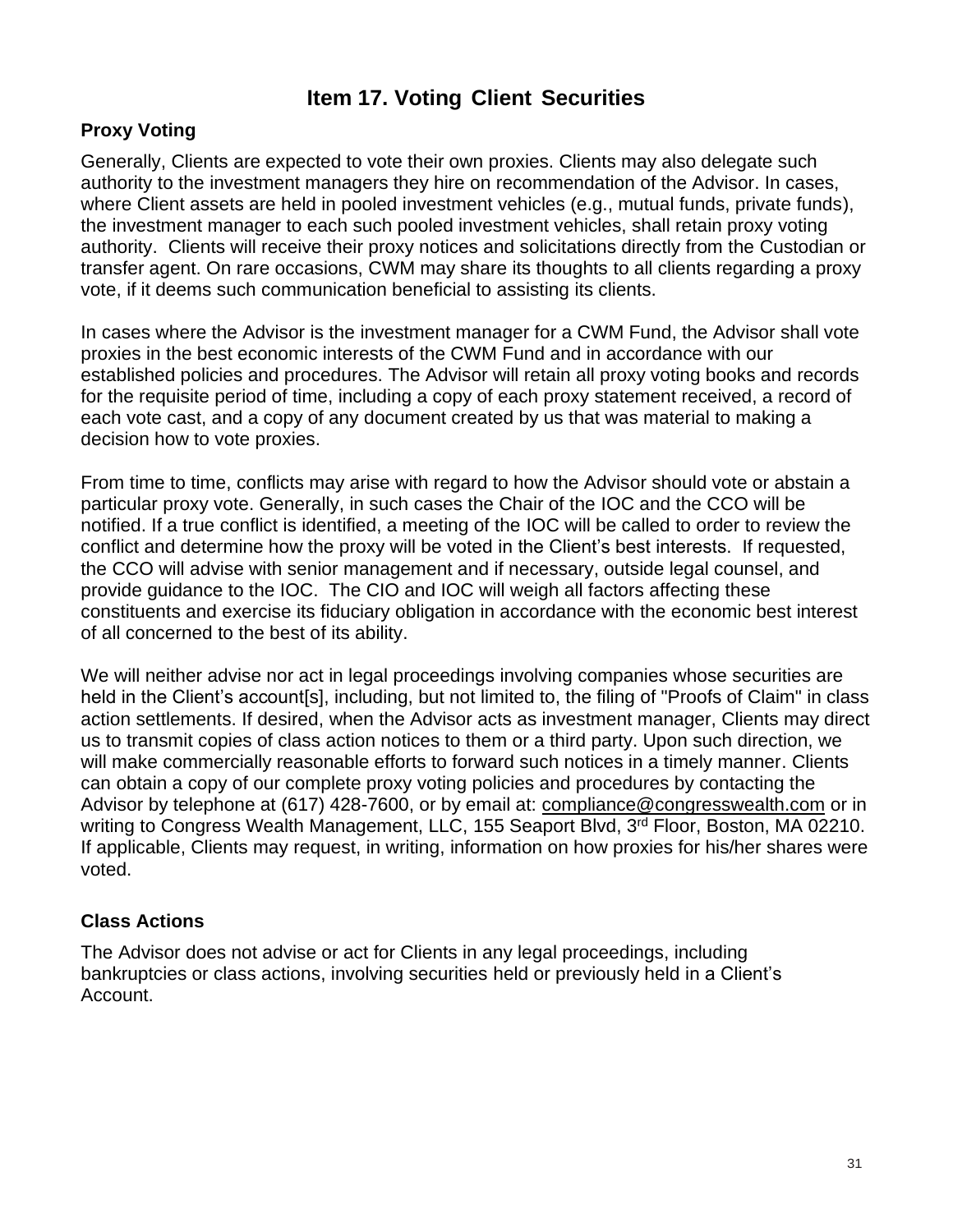# Item 17. Voting Client Securities

## Proxy Voting

Generally, Clients are expected to vote their own proxies. Clients may also delegate such authority to the investment managers they hire on recommendation of the Advisor. In cases, where Client assets are held in pooled investment vehicles (e.g., mutual funds, private funds), the investment manager to each such pooled investment vehicles, shall retain proxy voting authority. Clients will receive their proxy notices and solicitations directly from the Custodian or transfer agent. On rare occasions, CWM may share its thoughts to all clients regarding a proxy vote, if it deems such communication beneficial to assisting its clients.

In cases where the Advisor is the investment manager for a CWM Fund, the Advisor shall vote proxies in the best economic interests of the CWM Fund and in accordance with our established policies and procedures. The Advisor will retain all proxy voting books and records for the requisite period of time, including a copy of each proxy statement received, a record of each vote cast, and a copy of any document created by us that was material to making a decision how to vote proxies.

From time to time, conflicts may arise with regard to how the Advisor should vote or abstain a particular proxy vote. Generally, in such cases the Chair of the IOC and the CCO will be notified. If a true conflict is identified, a meeting of the IOC will be called to order to review the conflict and determine how the proxy will be voted in the Client's best interests. If requested, the CCO will advise with senior management and if necessary, outside legal counsel, and provide guidance to the IOC. The CIO and IOC will weigh all factors affecting these constituents and exercise its fiduciary obligation in accordance with the economic best interest of all concerned to the best of its ability.

We will neither advise nor act in legal proceedings involving companies whose securities are held in the Client's account[s], including, but not limited to, the filing of "Proofs of Claim" in class action settlements. If desired, when the Advisor acts as investment manager, Clients may direct us to transmit copies of class action notices to them or a third party. Upon such direction, we will make commercially reasonable efforts to forward such notices in a timely manner. Clients can obtain a copy of our complete proxy voting policies and procedures by contacting the Advisor by telephone at (617) 428-7600, or by email at: compliance@congresswealth.com or in writing to Congress Wealth Management, LLC, 155 Seaport Blvd, 3rd Floor, Boston, MA 02210. If applicable, Clients may request, in writing, information on how proxies for his/her shares were voted.

## Class Actions

The Advisor does not advise or act for Clients in any legal proceedings, including bankruptcies or class actions, involving securities held or previously held in a Client's Account.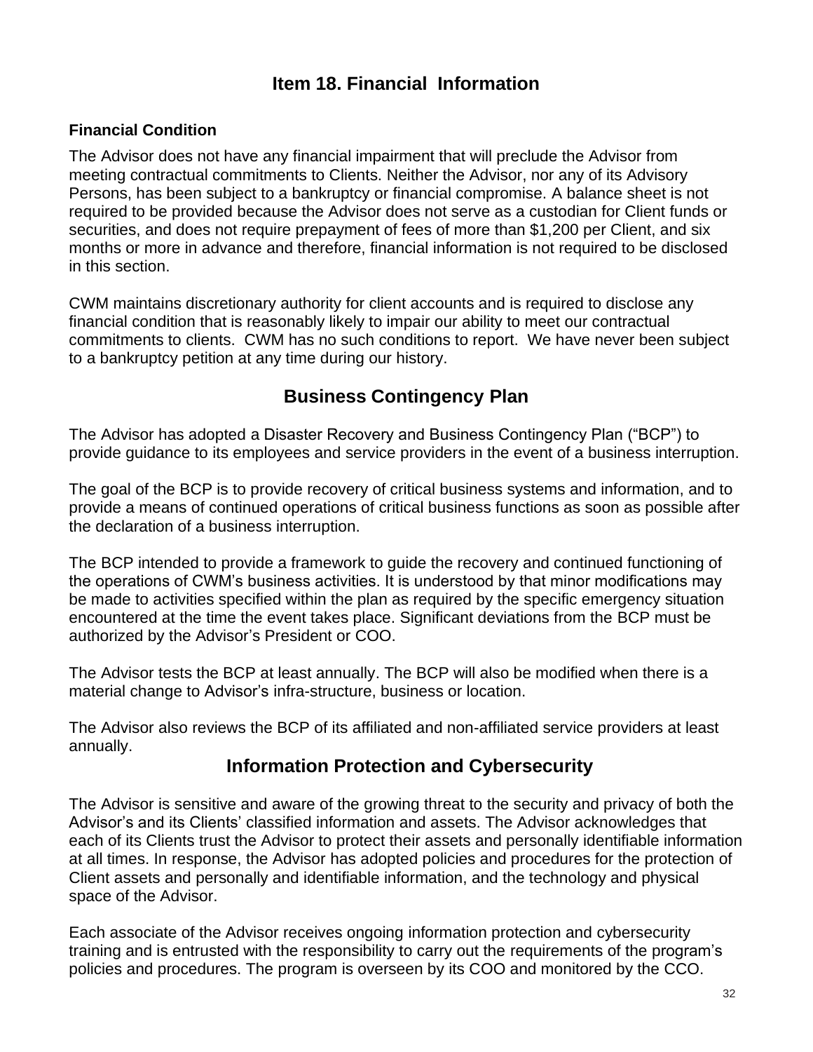# Item 18. Financial Information

**Financial Condition**

The Advisor does not have any financial impairment that will preclude the Advisor from meeting contractual commitments to Clients. Neither the Advisor, nor any of its Advisory Persons, has been subject to a bankruptcy or financial compromise. A balance sheet is not required to be provided because the Advisor does not serve as a custodian for Client funds or securities, and does not require prepayment of fees of more than $1,200 per Client, and six months or more in advance and therefore, financial information is not required to be disclosed in this section.

CWM maintains discretionary authority for client accounts and is required to disclose any financial condition that is reasonably likely to impair our ability to meet our contractual commitments to clients. CWM has no such conditions to report. We have never been subject to a bankruptcy petition at any time during our history.

## Business Contingency Plan

The Advisor has adopted a Disaster Recovery and Business Contingency Plan ("BCP") to provide guidance to its employees and service providers in the event of a business interruption.

The goal of the BCP is to provide recovery of critical business systems and information, and to provide a means of continued operations of critical business functions as soon as possible after the declaration of a business interruption.

The BCP intended to provide a framework to guide the recovery and continued functioning of the operations of CWM's business activities. It is understood by that minor modifications may be made to activities specified within the plan as required by the specific emergency situation encountered at the time the event takes place. Significant deviations from the BCP must be authorized by the Advisor's President or COO.

The Advisor tests the BCP at least annually. The BCP will also be modified when there is a material change to Advisor's infra-structure, business or location.

The Advisor also reviews the BCP of its affiliated and non-affiliated service providers at least annually.

## Information Protection and Cybersecurity

The Advisor is sensitive and aware of the growing threat to the security and privacy of both the Advisor's and its Clients' classified information and assets. The Advisor acknowledges that each of its Clients trust the Advisor to protect their assets and personally identifiable information at all times. In response, the Advisor has adopted policies and procedures for the protection of Client assets and personally and identifiable information, and the technology and physical space of the Advisor.

Each associate of the Advisor receives ongoing information protection and cybersecurity training and is entrusted with the responsibility to carry out the requirements of the program's policies and procedures. The program is overseen by its COO and monitored by the CCO.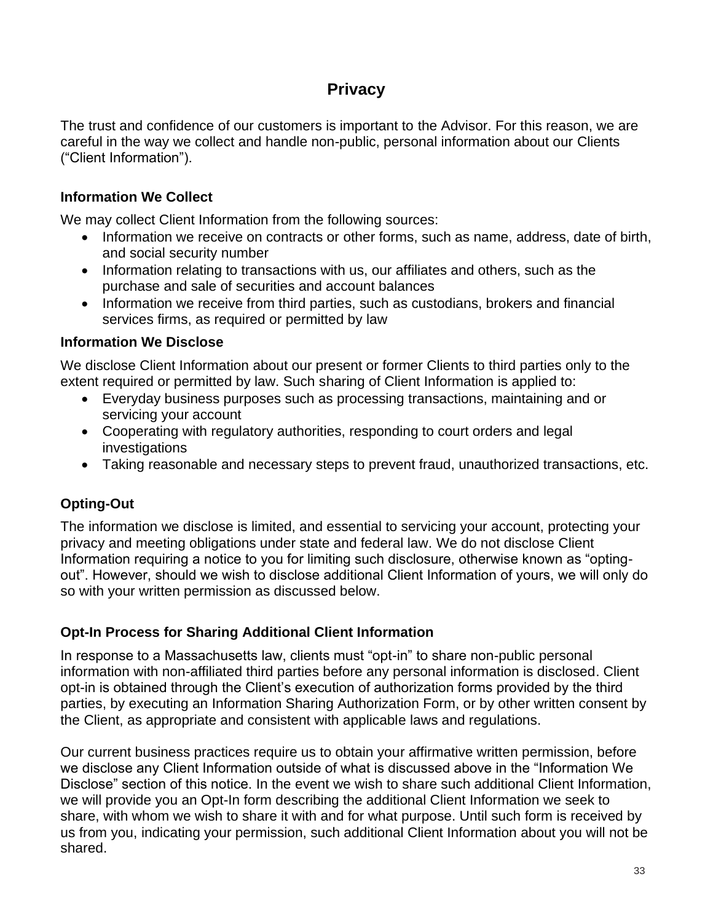## Privacy

The trust and confidence of our customers is important to the Advisor. For this reason, we are careful in the way we collect and handle non-public, personal information about our Clients ("Client Information").

### Information We Collect

We may collect Client Information from the following sources:

- Information we receive on contracts or other forms, such as name, address, date of birth, and social security number
- Information relating to transactions with us, our affiliates and others, such as the purchase and sale of securities and account balances
- Information we receive from third parties, such as custodians, brokers and financial services firms, as required or permitted by law

### Information We Disclose

We disclose Client Information about our present or former Clients to third parties only to the extent required or permitted by law. Such sharing of Client Information is applied to:

- Everyday business purposes such as processing transactions, maintaining and or servicing your account
- Cooperating with regulatory authorities, responding to court orders and legal investigations
- Taking reasonable and necessary steps to prevent fraud, unauthorized transactions, etc.

### Opting-Out

The information we disclose is limited, and essential to servicing your account, protecting your privacy and meeting obligations under state and federal law. We do not disclose Client Information requiring a notice to you for limiting such disclosure, otherwise known as "opting-out". However, should we wish to disclose additional Client Information of yours, we will only do so with your written permission as discussed below.

### Opt-In Process for Sharing Additional Client Information

In response to a Massachusetts law, clients must "opt-in" to share non-public personal information with non-affiliated third parties before any personal information is disclosed. Client opt-in is obtained through the Client's execution of authorization forms provided by the third parties, by executing an Information Sharing Authorization Form, or by other written consent by the Client, as appropriate and consistent with applicable laws and regulations.

Our current business practices require us to obtain your affirmative written permission, before we disclose any Client Information outside of what is discussed above in the "Information We Disclose" section of this notice. In the event we wish to share such additional Client Information, we will provide you an Opt-In form describing the additional Client Information we seek to share, with whom we wish to share it with and for what purpose. Until such form is received by us from you, indicating your permission, such additional Client Information about you will not be shared.